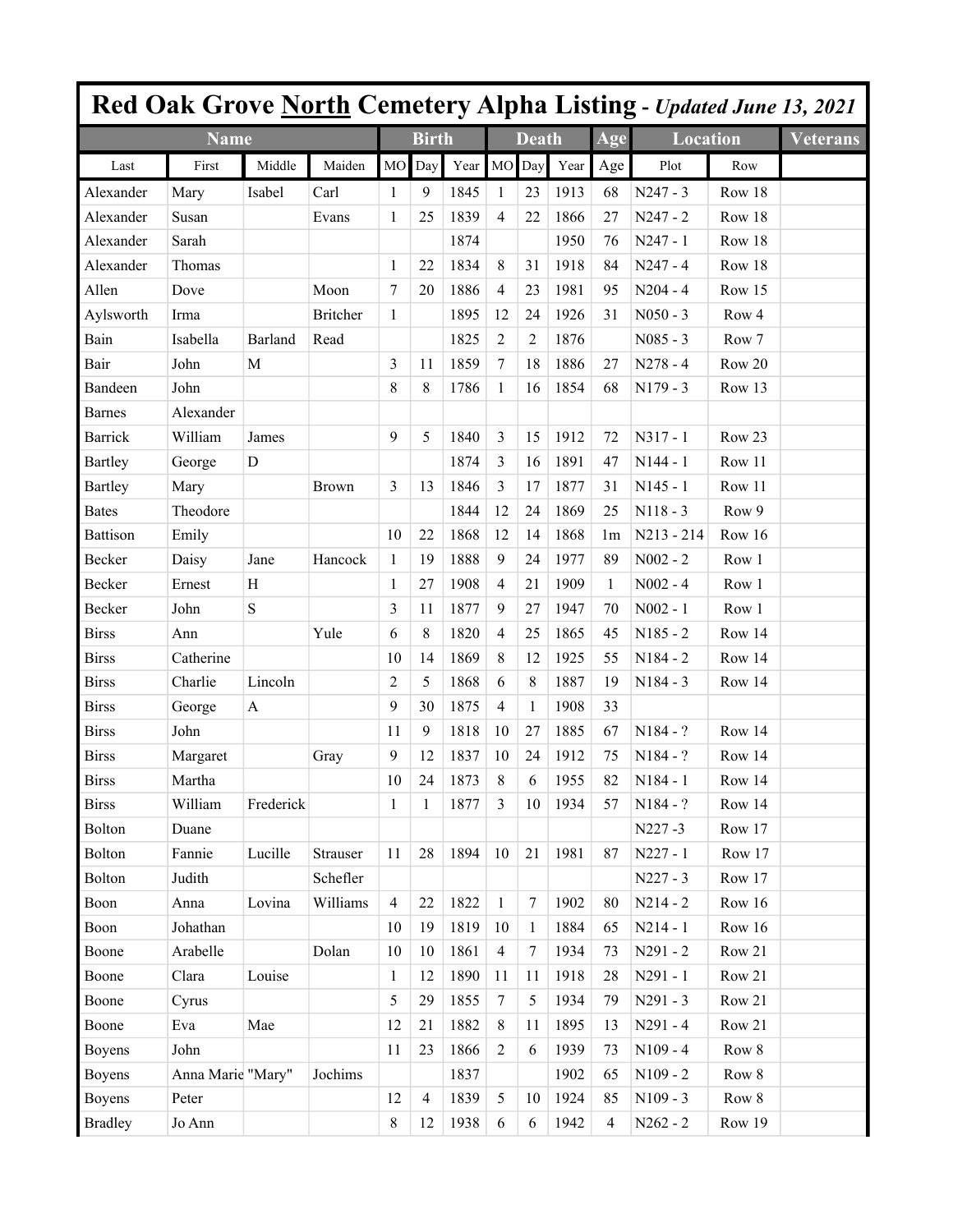# Red Oak Grove North Cemetery Alpha Listing - *Updated June 13, 2021*

| Name | | | | Birth | | | Death | | | Age | Location | | Veterans |
|---|---|---|---|---|---|---|---|---|---|---|---|---|---|
| Last | First | Middle | Maiden | MO | Day | Year | MO | Day | Year | Age | Plot | Row | |
| Alexander | Mary | Isabel | Carl | 1 | 9 | 1845 | 1 | 23 | 1913 | 68 | N247 - 3 | Row 18 | |
| Alexander | Susan | | Evans | 1 | 25 | 1839 | 4 | 22 | 1866 | 27 | N247 - 2 | Row 18 | |
| Alexander | Sarah | | | | | 1874 | | | 1950 | 76 | N247 - 1 | Row 18 | |
| Alexander | Thomas | | | 1 | 22 | 1834 | 8 | 31 | 1918 | 84 | N247 - 4 | Row 18 | |
| Allen | Dove | | Moon | 7 | 20 | 1886 | 4 | 23 | 1981 | 95 | N204 - 4 | Row 15 | |
| Aylsworth | Irma | | Britcher | 1 | | 1895 | 12 | 24 | 1926 | 31 | N050 - 3 | Row 4 | |
| Bain | Isabella | Barland | Read | | | 1825 | 2 | 2 | 1876 | | N085 - 3 | Row 7 | |
| Bair | John | M | | 3 | 11 | 1859 | 7 | 18 | 1886 | 27 | N278 - 4 | Row 20 | |
| Bandeen | John | | | 8 | 8 | 1786 | 1 | 16 | 1854 | 68 | N179 - 3 | Row 13 | |
| Barnes | Alexander | | | | | | | | | | | | |
| Barrick | William | James | | 9 | 5 | 1840 | 3 | 15 | 1912 | 72 | N317 - 1 | Row 23 | |
| Bartley | George | D | | | | 1874 | 3 | 16 | 1891 | 47 | N144 - 1 | Row 11 | |
| Bartley | Mary | | Brown | 3 | 13 | 1846 | 3 | 17 | 1877 | 31 | N145 - 1 | Row 11 | |
| Bates | Theodore | | | | | 1844 | 12 | 24 | 1869 | 25 | N118 - 3 | Row 9 | |
| Battison | Emily | | | 10 | 22 | 1868 | 12 | 14 | 1868 | 1m | N213 - 214 | Row 16 | |
| Becker | Daisy | Jane | Hancock | 1 | 19 | 1888 | 9 | 24 | 1977 | 89 | N002 - 2 | Row 1 | |
| Becker | Ernest | H | | 1 | 27 | 1908 | 4 | 21 | 1909 | 1 | N002 - 4 | Row 1 | |
| Becker | John | S | | 3 | 11 | 1877 | 9 | 27 | 1947 | 70 | N002 - 1 | Row 1 | |
| Birss | Ann | | Yule | 6 | 8 | 1820 | 4 | 25 | 1865 | 45 | N185 - 2 | Row 14 | |
| Birss | Catherine | | | 10 | 14 | 1869 | 8 | 12 | 1925 | 55 | N184 - 2 | Row 14 | |
| Birss | Charlie | Lincoln | | 2 | 5 | 1868 | 6 | 8 | 1887 | 19 | N184 - 3 | Row 14 | |
| Birss | George | A | | 9 | 30 | 1875 | 4 | 1 | 1908 | 33 | | | |
| Birss | John | | | 11 | 9 | 1818 | 10 | 27 | 1885 | 67 | N184 - ? | Row 14 | |
| Birss | Margaret | | Gray | 9 | 12 | 1837 | 10 | 24 | 1912 | 75 | N184 - ? | Row 14 | |
| Birss | Martha | | | 10 | 24 | 1873 | 8 | 6 | 1955 | 82 | N184 - 1 | Row 14 | |
| Birss | William | Frederick | | 1 | 1 | 1877 | 3 | 10 | 1934 | 57 | N184 - ? | Row 14 | |
| Bolton | Duane | | | | | | | | | | N227 -3 | Row 17 | |
| Bolton | Fannie | Lucille | Strauser | 11 | 28 | 1894 | 10 | 21 | 1981 | 87 | N227 - 1 | Row 17 | |
| Bolton | Judith | | Schefler | | | | | | | | N227 - 3 | Row 17 | |
| Boon | Anna | Lovina | Williams | 4 | 22 | 1822 | 1 | 7 | 1902 | 80 | N214 - 2 | Row 16 | |
| Boon | Johathan | | | 10 | 19 | 1819 | 10 | 1 | 1884 | 65 | N214 - 1 | Row 16 | |
| Boone | Arabelle | | Dolan | 10 | 10 | 1861 | 4 | 7 | 1934 | 73 | N291 - 2 | Row 21 | |
| Boone | Clara | Louise | | 1 | 12 | 1890 | 11 | 11 | 1918 | 28 | N291 - 1 | Row 21 | |
| Boone | Cyrus | | | 5 | 29 | 1855 | 7 | 5 | 1934 | 79 | N291 - 3 | Row 21 | |
| Boone | Eva | Mae | | 12 | 21 | 1882 | 8 | 11 | 1895 | 13 | N291 - 4 | Row 21 | |
| Boyens | John | | | 11 | 23 | 1866 | 2 | 6 | 1939 | 73 | N109 - 4 | Row 8 | |
| Boyens | Anna Marie | "Mary" | Jochims | | | 1837 | | | 1902 | 65 | N109 - 2 | Row 8 | |
| Boyens | Peter | | | 12 | 4 | 1839 | 5 | 10 | 1924 | 85 | N109 - 3 | Row 8 | |
| Bradley | Jo Ann | | | 8 | 12 | 1938 | 6 | 6 | 1942 | 4 | N262 - 2 | Row 19 | |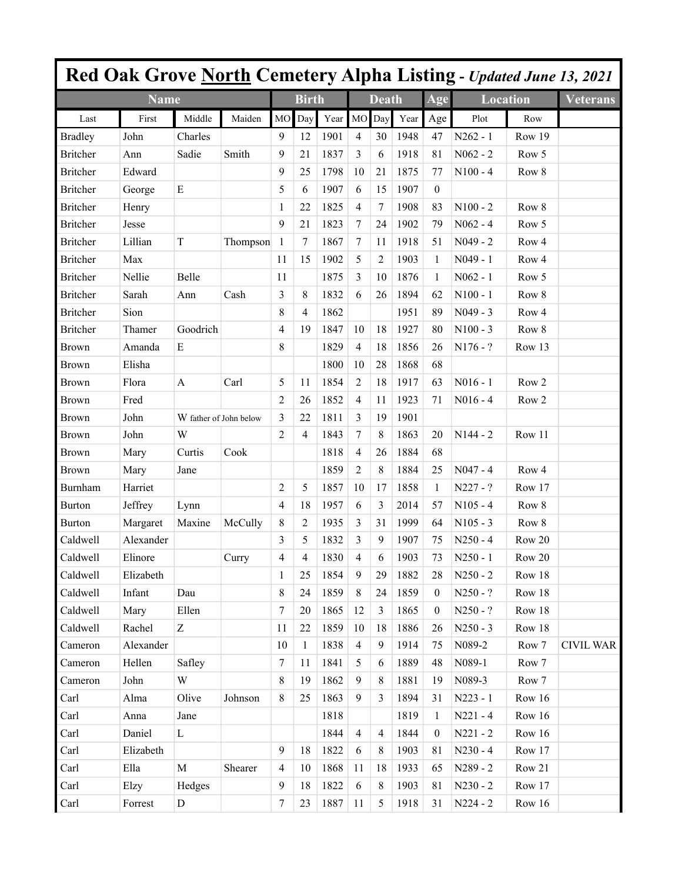# Red Oak Grove North Cemetery Alpha Listing - *Updated June 13, 2021*

| Name | | | | Birth | | | Death | | | Age | Location | | Veterans |
|---|---|---|---|---|---|---|---|---|---|---|---|---|---|
| Last | First | Middle | Maiden | MO | Day | Year | MO | Day | Year | Age | Plot | Row | |
| Bradley | John | Charles | | 9 | 12 | 1901 | 4 | 30 | 1948 | 47 | N262 - 1 | Row 19 | |
| Britcher | Ann | Sadie | Smith | 9 | 21 | 1837 | 3 | 6 | 1918 | 81 | N062 - 2 | Row 5 | |
| Britcher | Edward | | | 9 | 25 | 1798 | 10 | 21 | 1875 | 77 | N100 - 4 | Row 8 | |
| Britcher | George | E | | 5 | 6 | 1907 | 6 | 15 | 1907 | 0 | | | |
| Britcher | Henry | | | 1 | 22 | 1825 | 4 | 7 | 1908 | 83 | N100 - 2 | Row 8 | |
| Britcher | Jesse | | | 9 | 21 | 1823 | 7 | 24 | 1902 | 79 | N062 - 4 | Row 5 | |
| Britcher | Lillian | T | Thompson | 1 | 7 | 1867 | 7 | 11 | 1918 | 51 | N049 - 2 | Row 4 | |
| Britcher | Max | | | 11 | 15 | 1902 | 5 | 2 | 1903 | 1 | N049 - 1 | Row 4 | |
| Britcher | Nellie | Belle | | 11 | | 1875 | 3 | 10 | 1876 | 1 | N062 - 1 | Row 5 | |
| Britcher | Sarah | Ann | Cash | 3 | 8 | 1832 | 6 | 26 | 1894 | 62 | N100 - 1 | Row 8 | |
| Britcher | Sion | | | 8 | 4 | 1862 | | | 1951 | 89 | N049 - 3 | Row 4 | |
| Britcher | Thamer | Goodrich | | 4 | 19 | 1847 | 10 | 18 | 1927 | 80 | N100 - 3 | Row 8 | |
| Brown | Amanda | E | | 8 | | 1829 | 4 | 18 | 1856 | 26 | N176 - ? | Row 13 | |
| Brown | Elisha | | | | | 1800 | 10 | 28 | 1868 | 68 | | | |
| Brown | Flora | A | Carl | 5 | 11 | 1854 | 2 | 18 | 1917 | 63 | N016 - 1 | Row 2 | |
| Brown | Fred | | | 2 | 26 | 1852 | 4 | 11 | 1923 | 71 | N016 - 4 | Row 2 | |
| Brown | John | W father of John below | | 3 | 22 | 1811 | 3 | 19 | 1901 | | | | |
| Brown | John | W | | 2 | 4 | 1843 | 7 | 8 | 1863 | 20 | N144 - 2 | Row 11 | |
| Brown | Mary | Curtis | Cook | | | 1818 | 4 | 26 | 1884 | 68 | | | |
| Brown | Mary | Jane | | | | 1859 | 2 | 8 | 1884 | 25 | N047 - 4 | Row 4 | |
| Burnham | Harriet | | | 2 | 5 | 1857 | 10 | 17 | 1858 | 1 | N227 - ? | Row 17 | |
| Burton | Jeffrey | Lynn | | 4 | 18 | 1957 | 6 | 3 | 2014 | 57 | N105 - 4 | Row 8 | |
| Burton | Margaret | Maxine | McCully | 8 | 2 | 1935 | 3 | 31 | 1999 | 64 | N105 - 3 | Row 8 | |
| Caldwell | Alexander | | | 3 | 5 | 1832 | 3 | 9 | 1907 | 75 | N250 - 4 | Row 20 | |
| Caldwell | Elinore | | Curry | 4 | 4 | 1830 | 4 | 6 | 1903 | 73 | N250 - 1 | Row 20 | |
| Caldwell | Elizabeth | | | 1 | 25 | 1854 | 9 | 29 | 1882 | 28 | N250 - 2 | Row 18 | |
| Caldwell | Infant | Dau | | 8 | 24 | 1859 | 8 | 24 | 1859 | 0 | N250 - ? | Row 18 | |
| Caldwell | Mary | Ellen | | 7 | 20 | 1865 | 12 | 3 | 1865 | 0 | N250 - ? | Row 18 | |
| Caldwell | Rachel | Z | | 11 | 22 | 1859 | 10 | 18 | 1886 | 26 | N250 - 3 | Row 18 | |
| Cameron | Alexander | | | 10 | 1 | 1838 | 4 | 9 | 1914 | 75 | N089-2 | Row 7 | CIVIL WAR |
| Cameron | Hellen | Safley | | 7 | 11 | 1841 | 5 | 6 | 1889 | 48 | N089-1 | Row 7 | |
| Cameron | John | W | | 8 | 19 | 1862 | 9 | 8 | 1881 | 19 | N089-3 | Row 7 | |
| Carl | Alma | Olive | Johnson | 8 | 25 | 1863 | 9 | 3 | 1894 | 31 | N223 - 1 | Row 16 | |
| Carl | Anna | Jane | | | | 1818 | | | 1819 | 1 | N221 - 4 | Row 16 | |
| Carl | Daniel | L | | | | 1844 | 4 | 4 | 1844 | 0 | N221 - 2 | Row 16 | |
| Carl | Elizabeth | | | 9 | 18 | 1822 | 6 | 8 | 1903 | 81 | N230 - 4 | Row 17 | |
| Carl | Ella | M | Shearer | 4 | 10 | 1868 | 11 | 18 | 1933 | 65 | N289 - 2 | Row 21 | |
| Carl | Elzy | Hedges | | 9 | 18 | 1822 | 6 | 8 | 1903 | 81 | N230 - 2 | Row 17 | |
| Carl | Forrest | D | | 7 | 23 | 1887 | 11 | 5 | 1918 | 31 | N224 - 2 | Row 16 | |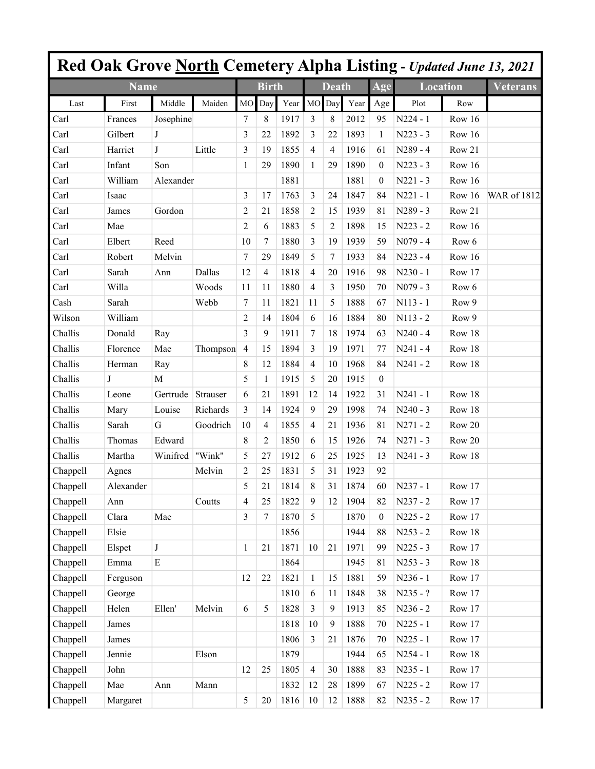# Red Oak Grove North Cemetery Alpha Listing - *Updated June 13, 2021*

| Name | | | | Birth | | | Death | | | Age | Location | | Veterans |
|---|---|---|---|---|---|---|---|---|---|---|---|---|---|
| Last | First | Middle | Maiden | MO | Day | Year | MO | Day | Year | Age | Plot | Row | |
| Carl | Frances | Josephine | | 7 | 8 | 1917 | 3 | 8 | 2012 | 95 | N224 - 1 | Row 16 | |
| Carl | Gilbert | J | | 3 | 22 | 1892 | 3 | 22 | 1893 | 1 | N223 - 3 | Row 16 | |
| Carl | Harriet | J | Little | 3 | 19 | 1855 | 4 | 4 | 1916 | 61 | N289 - 4 | Row 21 | |
| Carl | Infant | Son | | 1 | 29 | 1890 | 1 | 29 | 1890 | 0 | N223 - 3 | Row 16 | |
| Carl | William | Alexander | | | | 1881 | | | 1881 | 0 | N221 - 3 | Row 16 | |
| Carl | Isaac | | | 3 | 17 | 1763 | 3 | 24 | 1847 | 84 | N221 - 1 | Row 16 | WAR of 1812 |
| Carl | James | Gordon | | 2 | 21 | 1858 | 2 | 15 | 1939 | 81 | N289 - 3 | Row 21 | |
| Carl | Mae | | | 2 | 6 | 1883 | 5 | 2 | 1898 | 15 | N223 - 2 | Row 16 | |
| Carl | Elbert | Reed | | 10 | 7 | 1880 | 3 | 19 | 1939 | 59 | N079 - 4 | Row 6 | |
| Carl | Robert | Melvin | | 7 | 29 | 1849 | 5 | 7 | 1933 | 84 | N223 - 4 | Row 16 | |
| Carl | Sarah | Ann | Dallas | 12 | 4 | 1818 | 4 | 20 | 1916 | 98 | N230 - 1 | Row 17 | |
| Carl | Willa | | Woods | 11 | 11 | 1880 | 4 | 3 | 1950 | 70 | N079 - 3 | Row 6 | |
| Cash | Sarah | | Webb | 7 | 11 | 1821 | 11 | 5 | 1888 | 67 | N113 - 1 | Row 9 | |
| Wilson | William | | | 2 | 14 | 1804 | 6 | 16 | 1884 | 80 | N113 - 2 | Row 9 | |
| Challis | Donald | Ray | | 3 | 9 | 1911 | 7 | 18 | 1974 | 63 | N240 - 4 | Row 18 | |
| Challis | Florence | Mae | Thompson | 4 | 15 | 1894 | 3 | 19 | 1971 | 77 | N241 - 4 | Row 18 | |
| Challis | Herman | Ray | | 8 | 12 | 1884 | 4 | 10 | 1968 | 84 | N241 - 2 | Row 18 | |
| Challis | J | M | | 5 | 1 | 1915 | 5 | 20 | 1915 | 0 | | | |
| Challis | Leone | Gertrude | Strauser | 6 | 21 | 1891 | 12 | 14 | 1922 | 31 | N241 - 1 | Row 18 | |
| Challis | Mary | Louise | Richards | 3 | 14 | 1924 | 9 | 29 | 1998 | 74 | N240 - 3 | Row 18 | |
| Challis | Sarah | G | Goodrich | 10 | 4 | 1855 | 4 | 21 | 1936 | 81 | N271 - 2 | Row 20 | |
| Challis | Thomas | Edward | | 8 | 2 | 1850 | 6 | 15 | 1926 | 74 | N271 - 3 | Row 20 | |
| Challis | Martha | Winifred | "Wink" | 5 | 27 | 1912 | 6 | 25 | 1925 | 13 | N241 - 3 | Row 18 | |
| Chappell | Agnes | | Melvin | 2 | 25 | 1831 | 5 | 31 | 1923 | 92 | | | |
| Chappell | Alexander | | | 5 | 21 | 1814 | 8 | 31 | 1874 | 60 | N237 - 1 | Row 17 | |
| Chappell | Ann | | Coutts | 4 | 25 | 1822 | 9 | 12 | 1904 | 82 | N237 - 2 | Row 17 | |
| Chappell | Clara | Mae | | 3 | 7 | 1870 | 5 | | 1870 | 0 | N225 - 2 | Row 17 | |
| Chappell | Elsie | | | | | 1856 | | | 1944 | 88 | N253 - 2 | Row 18 | |
| Chappell | Elspet | J | | 1 | 21 | 1871 | 10 | 21 | 1971 | 99 | N225 - 3 | Row 17 | |
| Chappell | Emma | E | | | | 1864 | | | 1945 | 81 | N253 - 3 | Row 18 | |
| Chappell | Ferguson | | | 12 | 22 | 1821 | 1 | 15 | 1881 | 59 | N236 - 1 | Row 17 | |
| Chappell | George | | | | | 1810 | 6 | 11 | 1848 | 38 | N235 - ? | Row 17 | |
| Chappell | Helen | Ellen' | Melvin | 6 | 5 | 1828 | 3 | 9 | 1913 | 85 | N236 - 2 | Row 17 | |
| Chappell | James | | | | | 1818 | 10 | 9 | 1888 | 70 | N225 - 1 | Row 17 | |
| Chappell | James | | | | | 1806 | 3 | 21 | 1876 | 70 | N225 - 1 | Row 17 | |
| Chappell | Jennie | | Elson | | | 1879 | | | 1944 | 65 | N254 - 1 | Row 18 | |
| Chappell | John | | | 12 | 25 | 1805 | 4 | 30 | 1888 | 83 | N235 - 1 | Row 17 | |
| Chappell | Mae | Ann | Mann | | | 1832 | 12 | 28 | 1899 | 67 | N225 - 2 | Row 17 | |
| Chappell | Margaret | | | 5 | 20 | 1816 | 10 | 12 | 1888 | 82 | N235 - 2 | Row 17 | |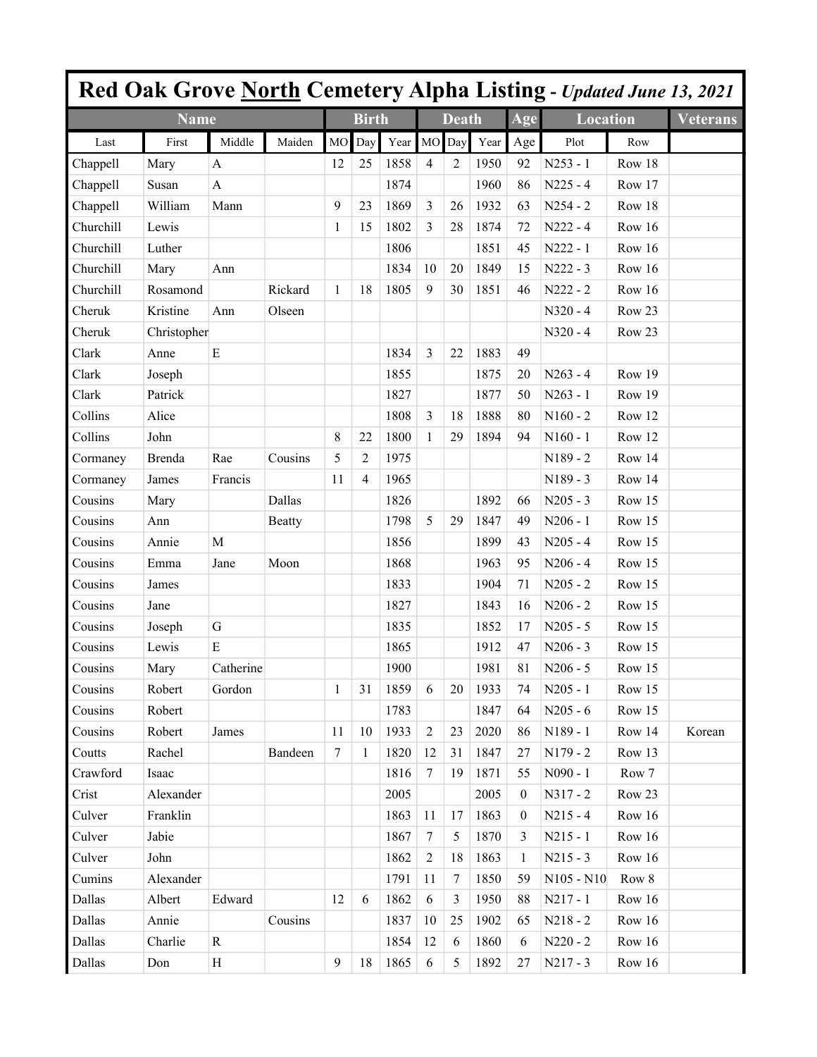# Red Oak Grove <u>North</u> Cemetery Alpha Listing - *Updated June 13, 2021*

| Name | | | | Birth | | | Death | | | Age | Location | | Veterans |
|---|---|---|---|---|---|---|---|---|---|---|---|---|---|
| Last | First | Middle | Maiden | MO | Day | Year | MO | Day | Year | Age | Plot | Row | |
| Chappell | Mary | A | | 12 | 25 | 1858 | 4 | 2 | 1950 | 92 | N253 - 1 | Row 18 | |
| Chappell | Susan | A | | | | 1874 | | | 1960 | 86 | N225 - 4 | Row 17 | |
| Chappell | William | Mann | | 9 | 23 | 1869 | 3 | 26 | 1932 | 63 | N254 - 2 | Row 18 | |
| Churchill | Lewis | | | 1 | 15 | 1802 | 3 | 28 | 1874 | 72 | N222 - 4 | Row 16 | |
| Churchill | Luther | | | | | 1806 | | | 1851 | 45 | N222 - 1 | Row 16 | |
| Churchill | Mary | Ann | | | | 1834 | 10 | 20 | 1849 | 15 | N222 - 3 | Row 16 | |
| Churchill | Rosamond | | Rickard | 1 | 18 | 1805 | 9 | 30 | 1851 | 46 | N222 - 2 | Row 16 | |
| Cheruk | Kristine | Ann | Olseen | | | | | | | | N320 - 4 | Row 23 | |
| Cheruk | Christopher | | | | | | | | | | N320 - 4 | Row 23 | |
| Clark | Anne | E | | | | 1834 | 3 | 22 | 1883 | 49 | | | |
| Clark | Joseph | | | | | 1855 | | | 1875 | 20 | N263 - 4 | Row 19 | |
| Clark | Patrick | | | | | 1827 | | | 1877 | 50 | N263 - 1 | Row 19 | |
| Collins | Alice | | | | | 1808 | 3 | 18 | 1888 | 80 | N160 - 2 | Row 12 | |
| Collins | John | | | 8 | 22 | 1800 | 1 | 29 | 1894 | 94 | N160 - 1 | Row 12 | |
| Cormaney | Brenda | Rae | Cousins | 5 | 2 | 1975 | | | | | N189 - 2 | Row 14 | |
| Cormaney | James | Francis | | 11 | 4 | 1965 | | | | | N189 - 3 | Row 14 | |
| Cousins | Mary | | Dallas | | | 1826 | | | 1892 | 66 | N205 - 3 | Row 15 | |
| Cousins | Ann | | Beatty | | | 1798 | 5 | 29 | 1847 | 49 | N206 - 1 | Row 15 | |
| Cousins | Annie | M | | | | 1856 | | | 1899 | 43 | N205 - 4 | Row 15 | |
| Cousins | Emma | Jane | Moon | | | 1868 | | | 1963 | 95 | N206 - 4 | Row 15 | |
| Cousins | James | | | | | 1833 | | | 1904 | 71 | N205 - 2 | Row 15 | |
| Cousins | Jane | | | | | 1827 | | | 1843 | 16 | N206 - 2 | Row 15 | |
| Cousins | Joseph | G | | | | 1835 | | | 1852 | 17 | N205 - 5 | Row 15 | |
| Cousins | Lewis | E | | | | 1865 | | | 1912 | 47 | N206 - 3 | Row 15 | |
| Cousins | Mary | Catherine | | | | 1900 | | | 1981 | 81 | N206 - 5 | Row 15 | |
| Cousins | Robert | Gordon | | 1 | 31 | 1859 | 6 | 20 | 1933 | 74 | N205 - 1 | Row 15 | |
| Cousins | Robert | | | | | 1783 | | | 1847 | 64 | N205 - 6 | Row 15 | |
| Cousins | Robert | James | | 11 | 10 | 1933 | 2 | 23 | 2020 | 86 | N189 - 1 | Row 14 | Korean |
| Coutts | Rachel | | Bandeen | 7 | 1 | 1820 | 12 | 31 | 1847 | 27 | N179 - 2 | Row 13 | |
| Crawford | Isaac | | | | | 1816 | 7 | 19 | 1871 | 55 | N090 - 1 | Row 7 | |
| Crist | Alexander | | | | | 2005 | | | 2005 | 0 | N317 - 2 | Row 23 | |
| Culver | Franklin | | | | | 1863 | 11 | 17 | 1863 | 0 | N215 - 4 | Row 16 | |
| Culver | Jabie | | | | | 1867 | 7 | 5 | 1870 | 3 | N215 - 1 | Row 16 | |
| Culver | John | | | | | 1862 | 2 | 18 | 1863 | 1 | N215 - 3 | Row 16 | |
| Cumins | Alexander | | | | | 1791 | 11 | 7 | 1850 | 59 | N105 - N10 | Row 8 | |
| Dallas | Albert | Edward | | 12 | 6 | 1862 | 6 | 3 | 1950 | 88 | N217 - 1 | Row 16 | |
| Dallas | Annie | | Cousins | | | 1837 | 10 | 25 | 1902 | 65 | N218 - 2 | Row 16 | |
| Dallas | Charlie | R | | | | 1854 | 12 | 6 | 1860 | 6 | N220 - 2 | Row 16 | |
| Dallas | Don | H | | 9 | 18 | 1865 | 6 | 5 | 1892 | 27 | N217 - 3 | Row 16 | |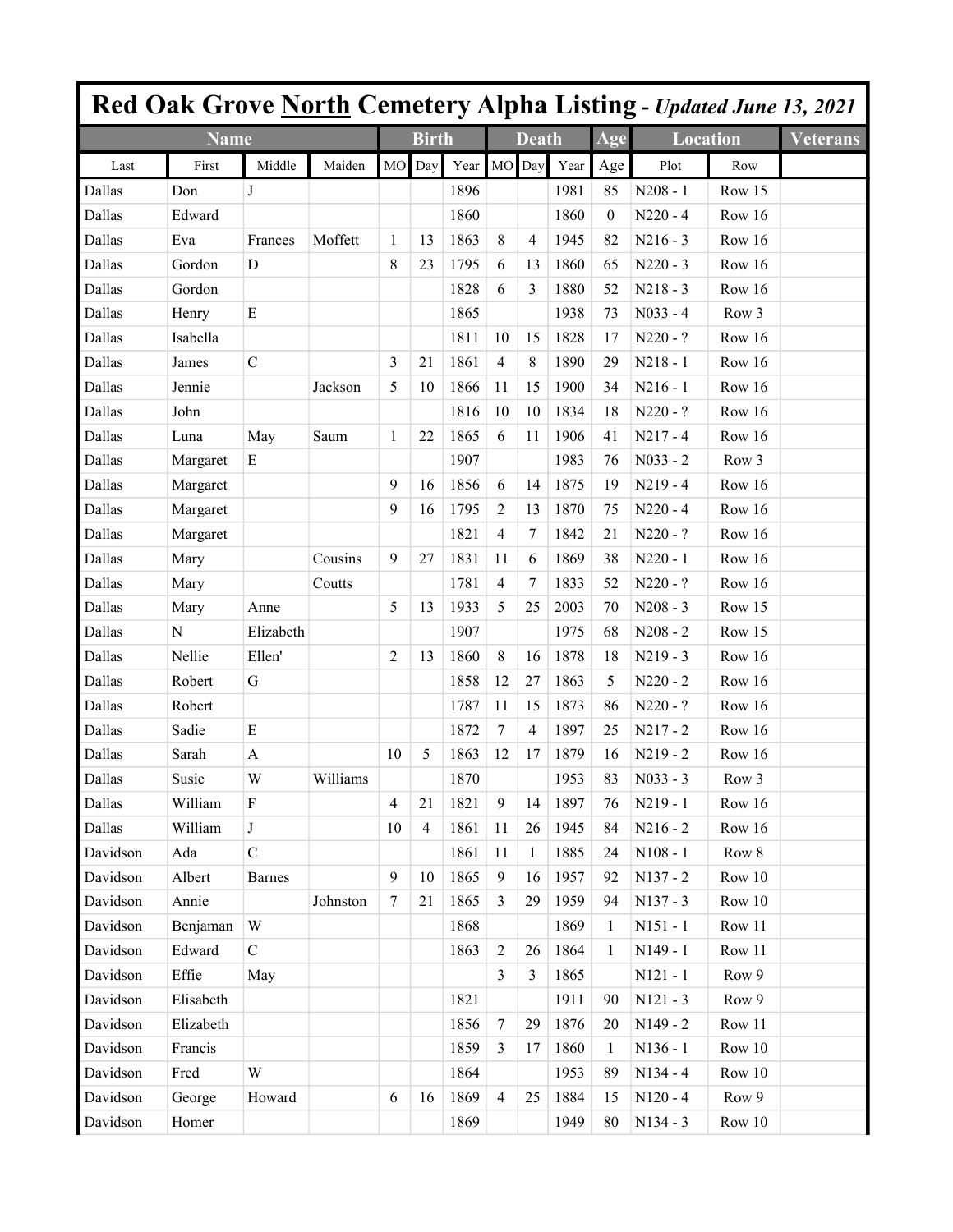# Red Oak Grove North Cemetery Alpha Listing - *Updated June 13, 2021*

| Name | | | | Birth | | | Death | | | Age | Location | | Veterans |
|---|---|---|---|---|---|---|---|---|---|---|---|---|---|
| Last | First | Middle | Maiden | MO | Day | Year | MO | Day | Year | Age | Plot | Row | |
| Dallas | Don | J | | | | 1896 | | | 1981 | 85 | N208 - 1 | Row 15 | |
| Dallas | Edward | | | | | 1860 | | | 1860 | 0 | N220 - 4 | Row 16 | |
| Dallas | Eva | Frances | Moffett | 1 | 13 | 1863 | 8 | 4 | 1945 | 82 | N216 - 3 | Row 16 | |
| Dallas | Gordon | D | | 8 | 23 | 1795 | 6 | 13 | 1860 | 65 | N220 - 3 | Row 16 | |
| Dallas | Gordon | | | | | 1828 | 6 | 3 | 1880 | 52 | N218 - 3 | Row 16 | |
| Dallas | Henry | E | | | | 1865 | | | 1938 | 73 | N033 - 4 | Row 3 | |
| Dallas | Isabella | | | | | 1811 | 10 | 15 | 1828 | 17 | N220 - ? | Row 16 | |
| Dallas | James | C | | 3 | 21 | 1861 | 4 | 8 | 1890 | 29 | N218 - 1 | Row 16 | |
| Dallas | Jennie | | Jackson | 5 | 10 | 1866 | 11 | 15 | 1900 | 34 | N216 - 1 | Row 16 | |
| Dallas | John | | | | | 1816 | 10 | 10 | 1834 | 18 | N220 - ? | Row 16 | |
| Dallas | Luna | May | Saum | 1 | 22 | 1865 | 6 | 11 | 1906 | 41 | N217 - 4 | Row 16 | |
| Dallas | Margaret | E | | | | 1907 | | | 1983 | 76 | N033 - 2 | Row 3 | |
| Dallas | Margaret | | | 9 | 16 | 1856 | 6 | 14 | 1875 | 19 | N219 - 4 | Row 16 | |
| Dallas | Margaret | | | 9 | 16 | 1795 | 2 | 13 | 1870 | 75 | N220 - 4 | Row 16 | |
| Dallas | Margaret | | | | | 1821 | 4 | 7 | 1842 | 21 | N220 - ? | Row 16 | |
| Dallas | Mary | | Cousins | 9 | 27 | 1831 | 11 | 6 | 1869 | 38 | N220 - 1 | Row 16 | |
| Dallas | Mary | | Coutts | | | 1781 | 4 | 7 | 1833 | 52 | N220 - ? | Row 16 | |
| Dallas | Mary | Anne | | 5 | 13 | 1933 | 5 | 25 | 2003 | 70 | N208 - 3 | Row 15 | |
| Dallas | N | Elizabeth | | | | 1907 | | | 1975 | 68 | N208 - 2 | Row 15 | |
| Dallas | Nellie | Ellen' | | 2 | 13 | 1860 | 8 | 16 | 1878 | 18 | N219 - 3 | Row 16 | |
| Dallas | Robert | G | | | | 1858 | 12 | 27 | 1863 | 5 | N220 - 2 | Row 16 | |
| Dallas | Robert | | | | | 1787 | 11 | 15 | 1873 | 86 | N220 - ? | Row 16 | |
| Dallas | Sadie | E | | | | 1872 | 7 | 4 | 1897 | 25 | N217 - 2 | Row 16 | |
| Dallas | Sarah | A | | 10 | 5 | 1863 | 12 | 17 | 1879 | 16 | N219 - 2 | Row 16 | |
| Dallas | Susie | W | Williams | | | 1870 | | | 1953 | 83 | N033 - 3 | Row 3 | |
| Dallas | William | F | | 4 | 21 | 1821 | 9 | 14 | 1897 | 76 | N219 - 1 | Row 16 | |
| Dallas | William | J | | 10 | 4 | 1861 | 11 | 26 | 1945 | 84 | N216 - 2 | Row 16 | |
| Davidson | Ada | C | | | | 1861 | 11 | 1 | 1885 | 24 | N108 - 1 | Row 8 | |
| Davidson | Albert | Barnes | | 9 | 10 | 1865 | 9 | 16 | 1957 | 92 | N137 - 2 | Row 10 | |
| Davidson | Annie | | Johnston | 7 | 21 | 1865 | 3 | 29 | 1959 | 94 | N137 - 3 | Row 10 | |
| Davidson | Benjaman | W | | | | 1868 | | | 1869 | 1 | N151 - 1 | Row 11 | |
| Davidson | Edward | C | | | | 1863 | 2 | 26 | 1864 | 1 | N149 - 1 | Row 11 | |
| Davidson | Effie | May | | | | | 3 | 3 | 1865 | | N121 - 1 | Row 9 | |
| Davidson | Elisabeth | | | | | 1821 | | | 1911 | 90 | N121 - 3 | Row 9 | |
| Davidson | Elizabeth | | | | | 1856 | 7 | 29 | 1876 | 20 | N149 - 2 | Row 11 | |
| Davidson | Francis | | | | | 1859 | 3 | 17 | 1860 | 1 | N136 - 1 | Row 10 | |
| Davidson | Fred | W | | | | 1864 | | | 1953 | 89 | N134 - 4 | Row 10 | |
| Davidson | George | Howard | | 6 | 16 | 1869 | 4 | 25 | 1884 | 15 | N120 - 4 | Row 9 | |
| Davidson | Homer | | | | | 1869 | | | 1949 | 80 | N134 - 3 | Row 10 | |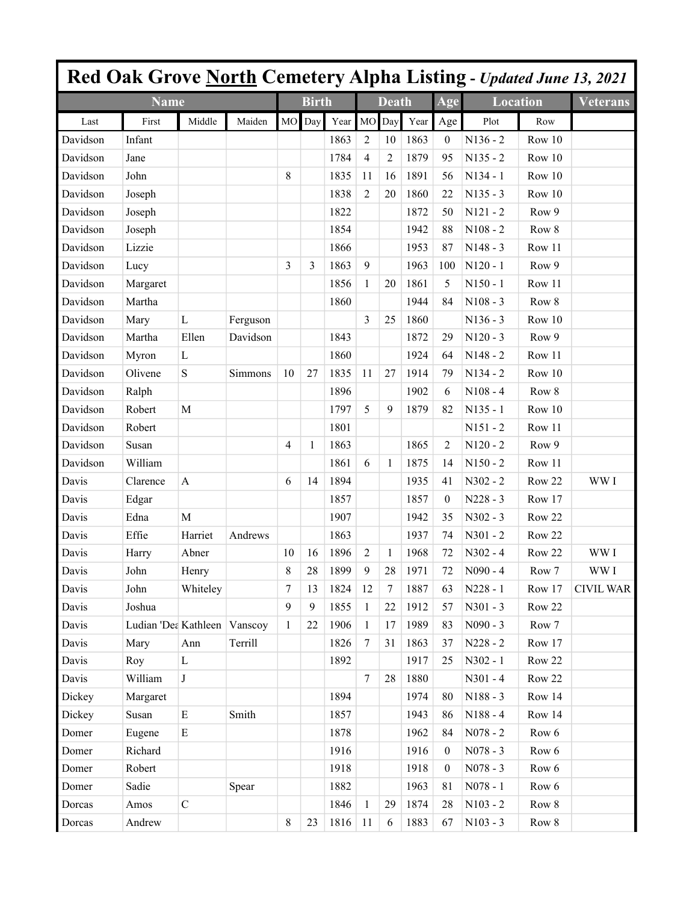# Red Oak Grove North Cemetery Alpha Listing - *Updated June 13, 2021*

| Name | | | | Birth | | | Death | | | Age | Location | | Veterans |
|---|---|---|---|---|---|---|---|---|---|---|---|---|---|
| Last | First | Middle | Maiden | MO | Day | Year | MO | Day | Year | Age | Plot | Row | |
| Davidson | Infant | | | | | 1863 | 2 | 10 | 1863 | 0 | N136 - 2 | Row 10 | |
| Davidson | Jane | | | | | 1784 | 4 | 2 | 1879 | 95 | N135 - 2 | Row 10 | |
| Davidson | John | | | 8 | | 1835 | 11 | 16 | 1891 | 56 | N134 - 1 | Row 10 | |
| Davidson | Joseph | | | | | 1838 | 2 | 20 | 1860 | 22 | N135 - 3 | Row 10 | |
| Davidson | Joseph | | | | | 1822 | | | 1872 | 50 | N121 - 2 | Row 9 | |
| Davidson | Joseph | | | | | 1854 | | | 1942 | 88 | N108 - 2 | Row 8 | |
| Davidson | Lizzie | | | | | 1866 | | | 1953 | 87 | N148 - 3 | Row 11 | |
| Davidson | Lucy | | | 3 | 3 | 1863 | 9 | | 1963 | 100 | N120 - 1 | Row 9 | |
| Davidson | Margaret | | | | | 1856 | 1 | 20 | 1861 | 5 | N150 - 1 | Row 11 | |
| Davidson | Martha | | | | | 1860 | | | 1944 | 84 | N108 - 3 | Row 8 | |
| Davidson | Mary | L | Ferguson | | | | 3 | 25 | 1860 | | N136 - 3 | Row 10 | |
| Davidson | Martha | Ellen | Davidson | | | 1843 | | | 1872 | 29 | N120 - 3 | Row 9 | |
| Davidson | Myron | L | | | | 1860 | | | 1924 | 64 | N148 - 2 | Row 11 | |
| Davidson | Olivene | S | Simmons | 10 | 27 | 1835 | 11 | 27 | 1914 | 79 | N134 - 2 | Row 10 | |
| Davidson | Ralph | | | | | 1896 | | | 1902 | 6 | N108 - 4 | Row 8 | |
| Davidson | Robert | M | | | | 1797 | 5 | 9 | 1879 | 82 | N135 - 1 | Row 10 | |
| Davidson | Robert | | | | | 1801 | | | | | N151 - 2 | Row 11 | |
| Davidson | Susan | | | 4 | 1 | 1863 | | | 1865 | 2 | N120 - 2 | Row 9 | |
| Davidson | William | | | | | 1861 | 6 | 1 | 1875 | 14 | N150 - 2 | Row 11 | |
| Davis | Clarence | A | | 6 | 14 | 1894 | | | 1935 | 41 | N302 - 2 | Row 22 | WW I |
| Davis | Edgar | | | | | 1857 | | | 1857 | 0 | N228 - 3 | Row 17 | |
| Davis | Edna | M | | | | 1907 | | | 1942 | 35 | N302 - 3 | Row 22 | |
| Davis | Effie | Harriet | Andrews | | | 1863 | | | 1937 | 74 | N301 - 2 | Row 22 | |
| Davis | Harry | Abner | | 10 | 16 | 1896 | 2 | 1 | 1968 | 72 | N302 - 4 | Row 22 | WW I |
| Davis | John | Henry | | 8 | 28 | 1899 | 9 | 28 | 1971 | 72 | N090 - 4 | Row 7 | WW I |
| Davis | John | Whiteley | | 7 | 13 | 1824 | 12 | 7 | 1887 | 63 | N228 - 1 | Row 17 | CIVIL WAR |
| Davis | Joshua | | | 9 | 9 | 1855 | 1 | 22 | 1912 | 57 | N301 - 3 | Row 22 | |
| Davis | Ludian 'Dea | Kathleen | Vanscoy | 1 | 22 | 1906 | 1 | 17 | 1989 | 83 | N090 - 3 | Row 7 | |
| Davis | Mary | Ann | Terrill | | | 1826 | 7 | 31 | 1863 | 37 | N228 - 2 | Row 17 | |
| Davis | Roy | L | | | | 1892 | | | 1917 | 25 | N302 - 1 | Row 22 | |
| Davis | William | J | | | | | 7 | 28 | 1880 | | N301 - 4 | Row 22 | |
| Dickey | Margaret | | | | | 1894 | | | 1974 | 80 | N188 - 3 | Row 14 | |
| Dickey | Susan | E | Smith | | | 1857 | | | 1943 | 86 | N188 - 4 | Row 14 | |
| Domer | Eugene | E | | | | 1878 | | | 1962 | 84 | N078 - 2 | Row 6 | |
| Domer | Richard | | | | | 1916 | | | 1916 | 0 | N078 - 3 | Row 6 | |
| Domer | Robert | | | | | 1918 | | | 1918 | 0 | N078 - 3 | Row 6 | |
| Domer | Sadie | | Spear | | | 1882 | | | 1963 | 81 | N078 - 1 | Row 6 | |
| Dorcas | Amos | C | | | | 1846 | 1 | 29 | 1874 | 28 | N103 - 2 | Row 8 | |
| Dorcas | Andrew | | | 8 | 23 | 1816 | 11 | 6 | 1883 | 67 | N103 - 3 | Row 8 | |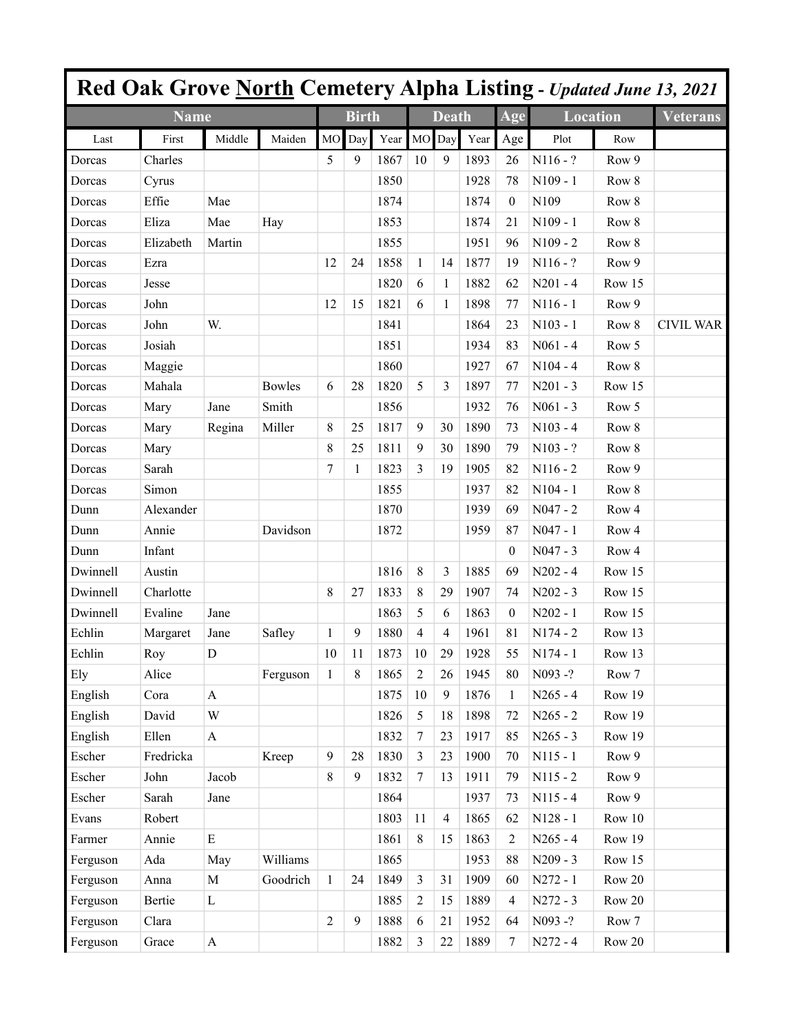# Red Oak Grove <u>North</u> Cemetery Alpha Listing - *Updated June 13, 2021*

| Name | | | | Birth | | | Death | | | Age | Location | | Veterans |
|---|---|---|---|---|---|---|---|---|---|---|---|---|---|
| Last | First | Middle | Maiden | MO | Day | Year | MO | Day | Year | Age | Plot | Row | |
| Dorcas | Charles | | | 5 | 9 | 1867 | 10 | 9 | 1893 | 26 | N116 - ? | Row 9 | |
| Dorcas | Cyrus | | | | | 1850 | | | 1928 | 78 | N109 - 1 | Row 8 | |
| Dorcas | Effie | Mae | | | | 1874 | | | 1874 | 0 | N109 | Row 8 | |
| Dorcas | Eliza | Mae | Hay | | | 1853 | | | 1874 | 21 | N109 - 1 | Row 8 | |
| Dorcas | Elizabeth | Martin | | | | 1855 | | | 1951 | 96 | N109 - 2 | Row 8 | |
| Dorcas | Ezra | | | 12 | 24 | 1858 | 1 | 14 | 1877 | 19 | N116 - ? | Row 9 | |
| Dorcas | Jesse | | | | | 1820 | 6 | 1 | 1882 | 62 | N201 - 4 | Row 15 | |
| Dorcas | John | | | 12 | 15 | 1821 | 6 | 1 | 1898 | 77 | N116 - 1 | Row 9 | |
| Dorcas | John | W. | | | | 1841 | | | 1864 | 23 | N103 - 1 | Row 8 | CIVIL WAR |
| Dorcas | Josiah | | | | | 1851 | | | 1934 | 83 | N061 - 4 | Row 5 | |
| Dorcas | Maggie | | | | | 1860 | | | 1927 | 67 | N104 - 4 | Row 8 | |
| Dorcas | Mahala | | Bowles | 6 | 28 | 1820 | 5 | 3 | 1897 | 77 | N201 - 3 | Row 15 | |
| Dorcas | Mary | Jane | Smith | | | 1856 | | | 1932 | 76 | N061 - 3 | Row 5 | |
| Dorcas | Mary | Regina | Miller | 8 | 25 | 1817 | 9 | 30 | 1890 | 73 | N103 - 4 | Row 8 | |
| Dorcas | Mary | | | 8 | 25 | 1811 | 9 | 30 | 1890 | 79 | N103 - ? | Row 8 | |
| Dorcas | Sarah | | | 7 | 1 | 1823 | 3 | 19 | 1905 | 82 | N116 - 2 | Row 9 | |
| Dorcas | Simon | | | | | 1855 | | | 1937 | 82 | N104 - 1 | Row 8 | |
| Dunn | Alexander | | | | | 1870 | | | 1939 | 69 | N047 - 2 | Row 4 | |
| Dunn | Annie | | Davidson | | | 1872 | | | 1959 | 87 | N047 - 1 | Row 4 | |
| Dunn | Infant | | | | | | | | | 0 | N047 - 3 | Row 4 | |
| Dwinnell | Austin | | | | | 1816 | 8 | 3 | 1885 | 69 | N202 - 4 | Row 15 | |
| Dwinnell | Charlotte | | | 8 | 27 | 1833 | 8 | 29 | 1907 | 74 | N202 - 3 | Row 15 | |
| Dwinnell | Evaline | Jane | | | | 1863 | 5 | 6 | 1863 | 0 | N202 - 1 | Row 15 | |
| Echlin | Margaret | Jane | Safley | 1 | 9 | 1880 | 4 | 4 | 1961 | 81 | N174 - 2 | Row 13 | |
| Echlin | Roy | D | | 10 | 11 | 1873 | 10 | 29 | 1928 | 55 | N174 - 1 | Row 13 | |
| Ely | Alice | | Ferguson | 1 | 8 | 1865 | 2 | 26 | 1945 | 80 | N093 -? | Row 7 | |
| English | Cora | A | | | | 1875 | 10 | 9 | 1876 | 1 | N265 - 4 | Row 19 | |
| English | David | W | | | | 1826 | 5 | 18 | 1898 | 72 | N265 - 2 | Row 19 | |
| English | Ellen | A | | | | 1832 | 7 | 23 | 1917 | 85 | N265 - 3 | Row 19 | |
| Escher | Fredricka | | Kreep | 9 | 28 | 1830 | 3 | 23 | 1900 | 70 | N115 - 1 | Row 9 | |
| Escher | John | Jacob | | 8 | 9 | 1832 | 7 | 13 | 1911 | 79 | N115 - 2 | Row 9 | |
| Escher | Sarah | Jane | | | | 1864 | | | 1937 | 73 | N115 - 4 | Row 9 | |
| Evans | Robert | | | | | 1803 | 11 | 4 | 1865 | 62 | N128 - 1 | Row 10 | |
| Farmer | Annie | E | | | | 1861 | 8 | 15 | 1863 | 2 | N265 - 4 | Row 19 | |
| Ferguson | Ada | May | Williams | | | 1865 | | | 1953 | 88 | N209 - 3 | Row 15 | |
| Ferguson | Anna | M | Goodrich | 1 | 24 | 1849 | 3 | 31 | 1909 | 60 | N272 - 1 | Row 20 | |
| Ferguson | Bertie | L | | | | 1885 | 2 | 15 | 1889 | 4 | N272 - 3 | Row 20 | |
| Ferguson | Clara | | | 2 | 9 | 1888 | 6 | 21 | 1952 | 64 | N093 -? | Row 7 | |
| Ferguson | Grace | A | | | | 1882 | 3 | 22 | 1889 | 7 | N272 - 4 | Row 20 | |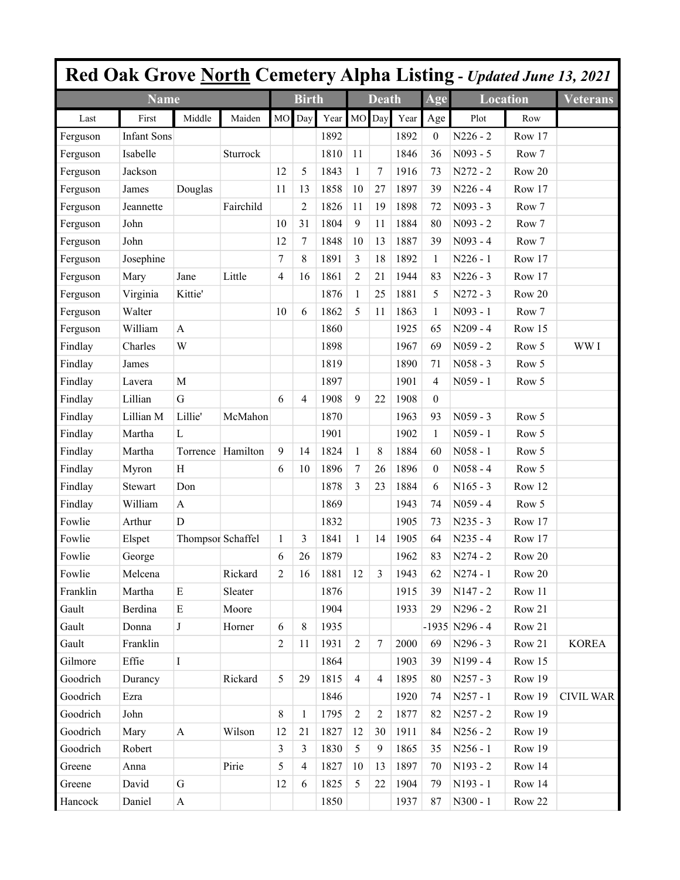# Red Oak Grove North Cemetery Alpha Listing - *Updated June 13, 2021*

| Name | | | | Birth | | | Death | | | Age | Location | | Veterans |
|---|---|---|---|---|---|---|---|---|---|---|---|---|---|
| Last | First | Middle | Maiden | MO | Day | Year | MO | Day | Year | Age | Plot | Row | |
| Ferguson | Infant Sons | | | | | 1892 | | | 1892 | 0 | N226 - 2 | Row 17 | |
| Ferguson | Isabelle | | Sturrock | | | 1810 | 11 | | 1846 | 36 | N093 - 5 | Row 7 | |
| Ferguson | Jackson | | | 12 | 5 | 1843 | 1 | 7 | 1916 | 73 | N272 - 2 | Row 20 | |
| Ferguson | James | Douglas | | 11 | 13 | 1858 | 10 | 27 | 1897 | 39 | N226 - 4 | Row 17 | |
| Ferguson | Jeannette | | Fairchild | | 2 | 1826 | 11 | 19 | 1898 | 72 | N093 - 3 | Row 7 | |
| Ferguson | John | | | 10 | 31 | 1804 | 9 | 11 | 1884 | 80 | N093 - 2 | Row 7 | |
| Ferguson | John | | | 12 | 7 | 1848 | 10 | 13 | 1887 | 39 | N093 - 4 | Row 7 | |
| Ferguson | Josephine | | | 7 | 8 | 1891 | 3 | 18 | 1892 | 1 | N226 - 1 | Row 17 | |
| Ferguson | Mary | Jane | Little | 4 | 16 | 1861 | 2 | 21 | 1944 | 83 | N226 - 3 | Row 17 | |
| Ferguson | Virginia | Kittie' | | | | 1876 | 1 | 25 | 1881 | 5 | N272 - 3 | Row 20 | |
| Ferguson | Walter | | | 10 | 6 | 1862 | 5 | 11 | 1863 | 1 | N093 - 1 | Row 7 | |
| Ferguson | William | A | | | | 1860 | | | 1925 | 65 | N209 - 4 | Row 15 | |
| Findlay | Charles | W | | | | 1898 | | | 1967 | 69 | N059 - 2 | Row 5 | WW I |
| Findlay | James | | | | | 1819 | | | 1890 | 71 | N058 - 3 | Row 5 | |
| Findlay | Lavera | M | | | | 1897 | | | 1901 | 4 | N059 - 1 | Row 5 | |
| Findlay | Lillian | G | | 6 | 4 | 1908 | 9 | 22 | 1908 | 0 | | | |
| Findlay | Lillian M | Lillie' | McMahon | | | 1870 | | | 1963 | 93 | N059 - 3 | Row 5 | |
| Findlay | Martha | L | | | | 1901 | | | 1902 | 1 | N059 - 1 | Row 5 | |
| Findlay | Martha | Torrence | Hamilton | 9 | 14 | 1824 | 1 | 8 | 1884 | 60 | N058 - 1 | Row 5 | |
| Findlay | Myron | H | | 6 | 10 | 1896 | 7 | 26 | 1896 | 0 | N058 - 4 | Row 5 | |
| Findlay | Stewart | Don | | | | 1878 | 3 | 23 | 1884 | 6 | N165 - 3 | Row 12 | |
| Findlay | William | A | | | | 1869 | | | 1943 | 74 | N059 - 4 | Row 5 | |
| Fowlie | Arthur | D | | | | 1832 | | | 1905 | 73 | N235 - 3 | Row 17 | |
| Fowlie | Elspet | Thompson | Schaffel | 1 | 3 | 1841 | 1 | 14 | 1905 | 64 | N235 - 4 | Row 17 | |
| Fowlie | George | | | 6 | 26 | 1879 | | | 1962 | 83 | N274 - 2 | Row 20 | |
| Fowlie | Melcena | | Rickard | 2 | 16 | 1881 | 12 | 3 | 1943 | 62 | N274 - 1 | Row 20 | |
| Franklin | Martha | E | Sleater | | | 1876 | | | 1915 | 39 | N147 - 2 | Row 11 | |
| Gault | Berdina | E | Moore | | | 1904 | | | 1933 | 29 | N296 - 2 | Row 21 | |
| Gault | Donna | J | Horner | 6 | 8 | 1935 | | | | -1935 | N296 - 4 | Row 21 | |
| Gault | Franklin | | | 2 | 11 | 1931 | 2 | 7 | 2000 | 69 | N296 - 3 | Row 21 | KOREA |
| Gilmore | Effie | I | | | | 1864 | | | 1903 | 39 | N199 - 4 | Row 15 | |
| Goodrich | Durancy | | Rickard | 5 | 29 | 1815 | 4 | 4 | 1895 | 80 | N257 - 3 | Row 19 | |
| Goodrich | Ezra | | | | | 1846 | | | 1920 | 74 | N257 - 1 | Row 19 | CIVIL WAR |
| Goodrich | John | | | 8 | 1 | 1795 | 2 | 2 | 1877 | 82 | N257 - 2 | Row 19 | |
| Goodrich | Mary | A | Wilson | 12 | 21 | 1827 | 12 | 30 | 1911 | 84 | N256 - 2 | Row 19 | |
| Goodrich | Robert | | | 3 | 3 | 1830 | 5 | 9 | 1865 | 35 | N256 - 1 | Row 19 | |
| Greene | Anna | | Pirie | 5 | 4 | 1827 | 10 | 13 | 1897 | 70 | N193 - 2 | Row 14 | |
| Greene | David | G | | 12 | 6 | 1825 | 5 | 22 | 1904 | 79 | N193 - 1 | Row 14 | |
| Hancock | Daniel | A | | | | 1850 | | | 1937 | 87 | N300 - 1 | Row 22 | |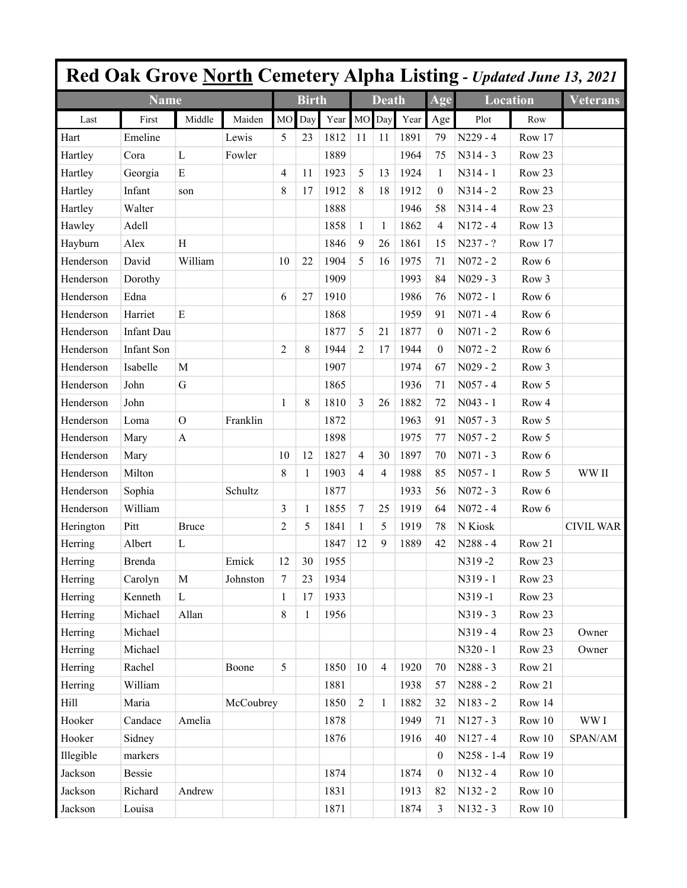# Red Oak Grove North Cemetery Alpha Listing - *Updated June 13, 2021*

| Name | | | | Birth | | | Death | | | Age | Location | | Veterans |
|---|---|---|---|---|---|---|---|---|---|---|---|---|---|
| Last | First | Middle | Maiden | MO | Day | Year | MO | Day | Year | Age | Plot | Row | |
| Hart | Emeline | | Lewis | 5 | 23 | 1812 | 11 | 11 | 1891 | 79 | N229 - 4 | Row 17 | |
| Hartley | Cora | L | Fowler | | | 1889 | | | 1964 | 75 | N314 - 3 | Row 23 | |
| Hartley | Georgia | E | | 4 | 11 | 1923 | 5 | 13 | 1924 | 1 | N314 - 1 | Row 23 | |
| Hartley | Infant | son | | 8 | 17 | 1912 | 8 | 18 | 1912 | 0 | N314 - 2 | Row 23 | |
| Hartley | Walter | | | | | 1888 | | | 1946 | 58 | N314 - 4 | Row 23 | |
| Hawley | Adell | | | | | 1858 | 1 | 1 | 1862 | 4 | N172 - 4 | Row 13 | |
| Hayburn | Alex | H | | | | 1846 | 9 | 26 | 1861 | 15 | N237 - ? | Row 17 | |
| Henderson | David | William | | 10 | 22 | 1904 | 5 | 16 | 1975 | 71 | N072 - 2 | Row 6 | |
| Henderson | Dorothy | | | | | 1909 | | | 1993 | 84 | N029 - 3 | Row 3 | |
| Henderson | Edna | | | 6 | 27 | 1910 | | | 1986 | 76 | N072 - 1 | Row 6 | |
| Henderson | Harriet | E | | | | 1868 | | | 1959 | 91 | N071 - 4 | Row 6 | |
| Henderson | Infant Dau | | | | | 1877 | 5 | 21 | 1877 | 0 | N071 - 2 | Row 6 | |
| Henderson | Infant Son | | | 2 | 8 | 1944 | 2 | 17 | 1944 | 0 | N072 - 2 | Row 6 | |
| Henderson | Isabelle | M | | | | 1907 | | | 1974 | 67 | N029 - 2 | Row 3 | |
| Henderson | John | G | | | | 1865 | | | 1936 | 71 | N057 - 4 | Row 5 | |
| Henderson | John | | | 1 | 8 | 1810 | 3 | 26 | 1882 | 72 | N043 - 1 | Row 4 | |
| Henderson | Loma | O | Franklin | | | 1872 | | | 1963 | 91 | N057 - 3 | Row 5 | |
| Henderson | Mary | A | | | | 1898 | | | 1975 | 77 | N057 - 2 | Row 5 | |
| Henderson | Mary | | | 10 | 12 | 1827 | 4 | 30 | 1897 | 70 | N071 - 3 | Row 6 | |
| Henderson | Milton | | | 8 | 1 | 1903 | 4 | 4 | 1988 | 85 | N057 - 1 | Row 5 | WW II |
| Henderson | Sophia | | Schultz | | | 1877 | | | 1933 | 56 | N072 - 3 | Row 6 | |
| Henderson | William | | | 3 | 1 | 1855 | 7 | 25 | 1919 | 64 | N072 - 4 | Row 6 | |
| Herington | Pitt | Bruce | | 2 | 5 | 1841 | 1 | 5 | 1919 | 78 | N Kiosk | | CIVIL WAR |
| Herring | Albert | L | | | | 1847 | 12 | 9 | 1889 | 42 | N288 - 4 | Row 21 | |
| Herring | Brenda | | Emick | 12 | 30 | 1955 | | | | | N319 -2 | Row 23 | |
| Herring | Carolyn | M | Johnston | 7 | 23 | 1934 | | | | | N319 - 1 | Row 23 | |
| Herring | Kenneth | L | | 1 | 17 | 1933 | | | | | N319 -1 | Row 23 | |
| Herring | Michael | Allan | | 8 | 1 | 1956 | | | | | N319 - 3 | Row 23 | |
| Herring | Michael | | | | | | | | | | N319 - 4 | Row 23 | Owner |
| Herring | Michael | | | | | | | | | | N320 - 1 | Row 23 | Owner |
| Herring | Rachel | | Boone | 5 | | 1850 | 10 | 4 | 1920 | 70 | N288 - 3 | Row 21 | |
| Herring | William | | | | | 1881 | | | 1938 | 57 | N288 - 2 | Row 21 | |
| Hill | Maria | | McCoubrey | | | 1850 | 2 | 1 | 1882 | 32 | N183 - 2 | Row 14 | |
| Hooker | Candace | Amelia | | | | 1878 | | | 1949 | 71 | N127 - 3 | Row 10 | WW I |
| Hooker | Sidney | | | | | 1876 | | | 1916 | 40 | N127 - 4 | Row 10 | SPAN/AM |
| Illegible | markers | | | | | | | | | 0 | N258 - 1-4 | Row 19 | |
| Jackson | Bessie | | | | | 1874 | | | 1874 | 0 | N132 - 4 | Row 10 | |
| Jackson | Richard | Andrew | | | | 1831 | | | 1913 | 82 | N132 - 2 | Row 10 | |
| Jackson | Louisa | | | | | 1871 | | | 1874 | 3 | N132 - 3 | Row 10 | |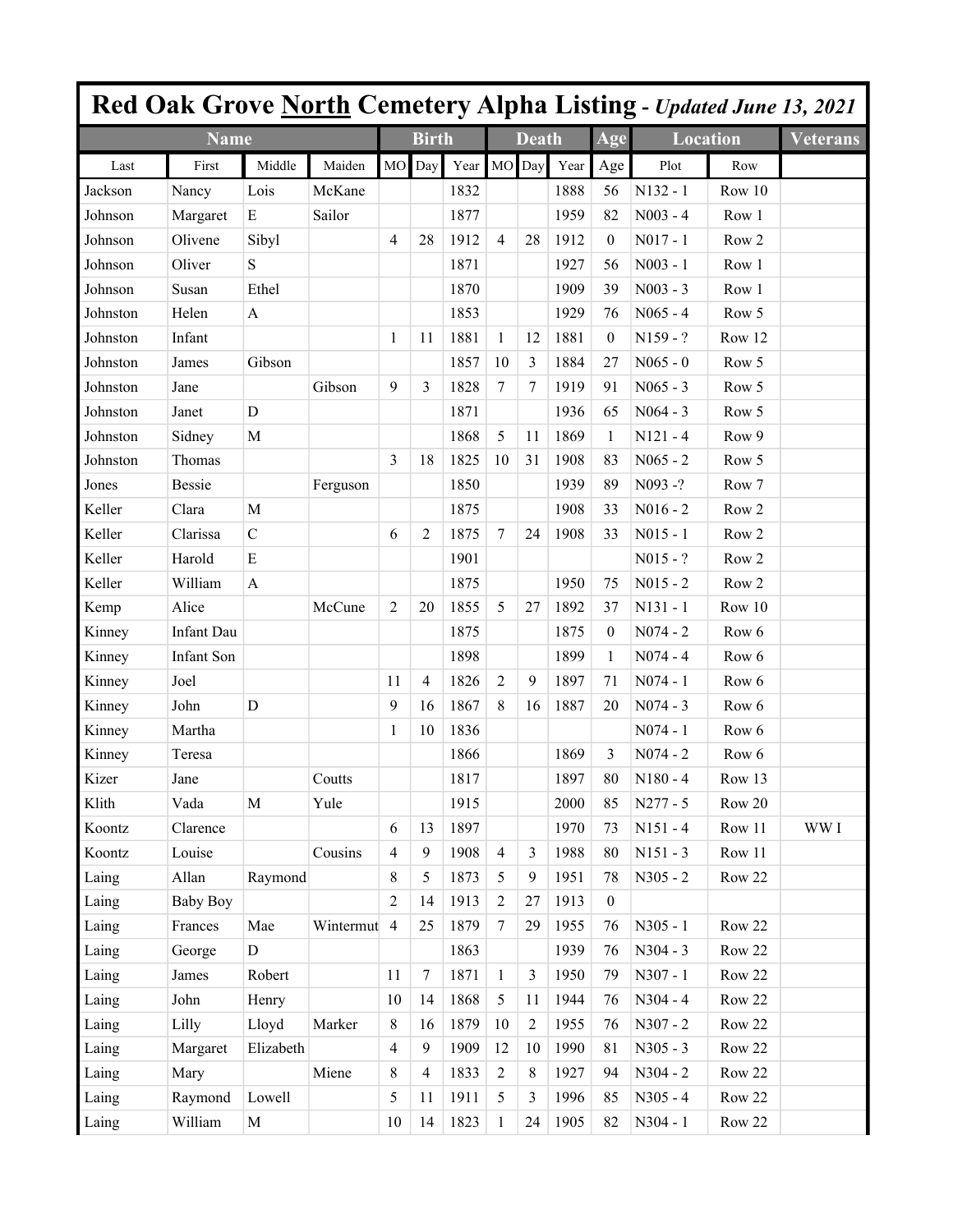# Red Oak Grove North Cemetery Alpha Listing - *Updated June 13, 2021*

| Name | | | | Birth | | | Death | | | Age | Location | | Veterans |
|---|---|---|---|---|---|---|---|---|---|---|---|---|---|
| Last | First | Middle | Maiden | MO | Day | Year | MO | Day | Year | Age | Plot | Row | |
| Jackson | Nancy | Lois | McKane | | | 1832 | | | 1888 | 56 | N132 - 1 | Row 10 | |
| Johnson | Margaret | E | Sailor | | | 1877 | | | 1959 | 82 | N003 - 4 | Row 1 | |
| Johnson | Olivene | Sibyl | | 4 | 28 | 1912 | 4 | 28 | 1912 | 0 | N017 - 1 | Row 2 | |
| Johnson | Oliver | S | | | | 1871 | | | 1927 | 56 | N003 - 1 | Row 1 | |
| Johnson | Susan | Ethel | | | | 1870 | | | 1909 | 39 | N003 - 3 | Row 1 | |
| Johnston | Helen | A | | | | 1853 | | | 1929 | 76 | N065 - 4 | Row 5 | |
| Johnston | Infant | | | 1 | 11 | 1881 | 1 | 12 | 1881 | 0 | N159 - ? | Row 12 | |
| Johnston | James | Gibson | | | | 1857 | 10 | 3 | 1884 | 27 | N065 - 0 | Row 5 | |
| Johnston | Jane | | Gibson | 9 | 3 | 1828 | 7 | 7 | 1919 | 91 | N065 - 3 | Row 5 | |
| Johnston | Janet | D | | | | 1871 | | | 1936 | 65 | N064 - 3 | Row 5 | |
| Johnston | Sidney | M | | | | 1868 | 5 | 11 | 1869 | 1 | N121 - 4 | Row 9 | |
| Johnston | Thomas | | | 3 | 18 | 1825 | 10 | 31 | 1908 | 83 | N065 - 2 | Row 5 | |
| Jones | Bessie | | Ferguson | | | 1850 | | | 1939 | 89 | N093 -? | Row 7 | |
| Keller | Clara | M | | | | 1875 | | | 1908 | 33 | N016 - 2 | Row 2 | |
| Keller | Clarissa | C | | 6 | 2 | 1875 | 7 | 24 | 1908 | 33 | N015 - 1 | Row 2 | |
| Keller | Harold | E | | | | 1901 | | | | | N015 - ? | Row 2 | |
| Keller | William | A | | | | 1875 | | | 1950 | 75 | N015 - 2 | Row 2 | |
| Kemp | Alice | | McCune | 2 | 20 | 1855 | 5 | 27 | 1892 | 37 | N131 - 1 | Row 10 | |
| Kinney | Infant Dau | | | | | 1875 | | | 1875 | 0 | N074 - 2 | Row 6 | |
| Kinney | Infant Son | | | | | 1898 | | | 1899 | 1 | N074 - 4 | Row 6 | |
| Kinney | Joel | | | 11 | 4 | 1826 | 2 | 9 | 1897 | 71 | N074 - 1 | Row 6 | |
| Kinney | John | D | | 9 | 16 | 1867 | 8 | 16 | 1887 | 20 | N074 - 3 | Row 6 | |
| Kinney | Martha | | | 1 | 10 | 1836 | | | | | N074 - 1 | Row 6 | |
| Kinney | Teresa | | | | | 1866 | | | 1869 | 3 | N074 - 2 | Row 6 | |
| Kizer | Jane | | Coutts | | | 1817 | | | 1897 | 80 | N180 - 4 | Row 13 | |
| Klith | Vada | M | Yule | | | 1915 | | | 2000 | 85 | N277 - 5 | Row 20 | |
| Koontz | Clarence | | | 6 | 13 | 1897 | | | 1970 | 73 | N151 - 4 | Row 11 | WW I |
| Koontz | Louise | | Cousins | 4 | 9 | 1908 | 4 | 3 | 1988 | 80 | N151 - 3 | Row 11 | |
| Laing | Allan | Raymond | | 8 | 5 | 1873 | 5 | 9 | 1951 | 78 | N305 - 2 | Row 22 | |
| Laing | Baby Boy | | | 2 | 14 | 1913 | 2 | 27 | 1913 | 0 | | | |
| Laing | Frances | Mae | Wintermut | 4 | 25 | 1879 | 7 | 29 | 1955 | 76 | N305 - 1 | Row 22 | |
| Laing | George | D | | | | 1863 | | | 1939 | 76 | N304 - 3 | Row 22 | |
| Laing | James | Robert | | 11 | 7 | 1871 | 1 | 3 | 1950 | 79 | N307 - 1 | Row 22 | |
| Laing | John | Henry | | 10 | 14 | 1868 | 5 | 11 | 1944 | 76 | N304 - 4 | Row 22 | |
| Laing | Lilly | Lloyd | Marker | 8 | 16 | 1879 | 10 | 2 | 1955 | 76 | N307 - 2 | Row 22 | |
| Laing | Margaret | Elizabeth | | 4 | 9 | 1909 | 12 | 10 | 1990 | 81 | N305 - 3 | Row 22 | |
| Laing | Mary | | Miene | 8 | 4 | 1833 | 2 | 8 | 1927 | 94 | N304 - 2 | Row 22 | |
| Laing | Raymond | Lowell | | 5 | 11 | 1911 | 5 | 3 | 1996 | 85 | N305 - 4 | Row 22 | |
| Laing | William | M | | 10 | 14 | 1823 | 1 | 24 | 1905 | 82 | N304 - 1 | Row 22 | |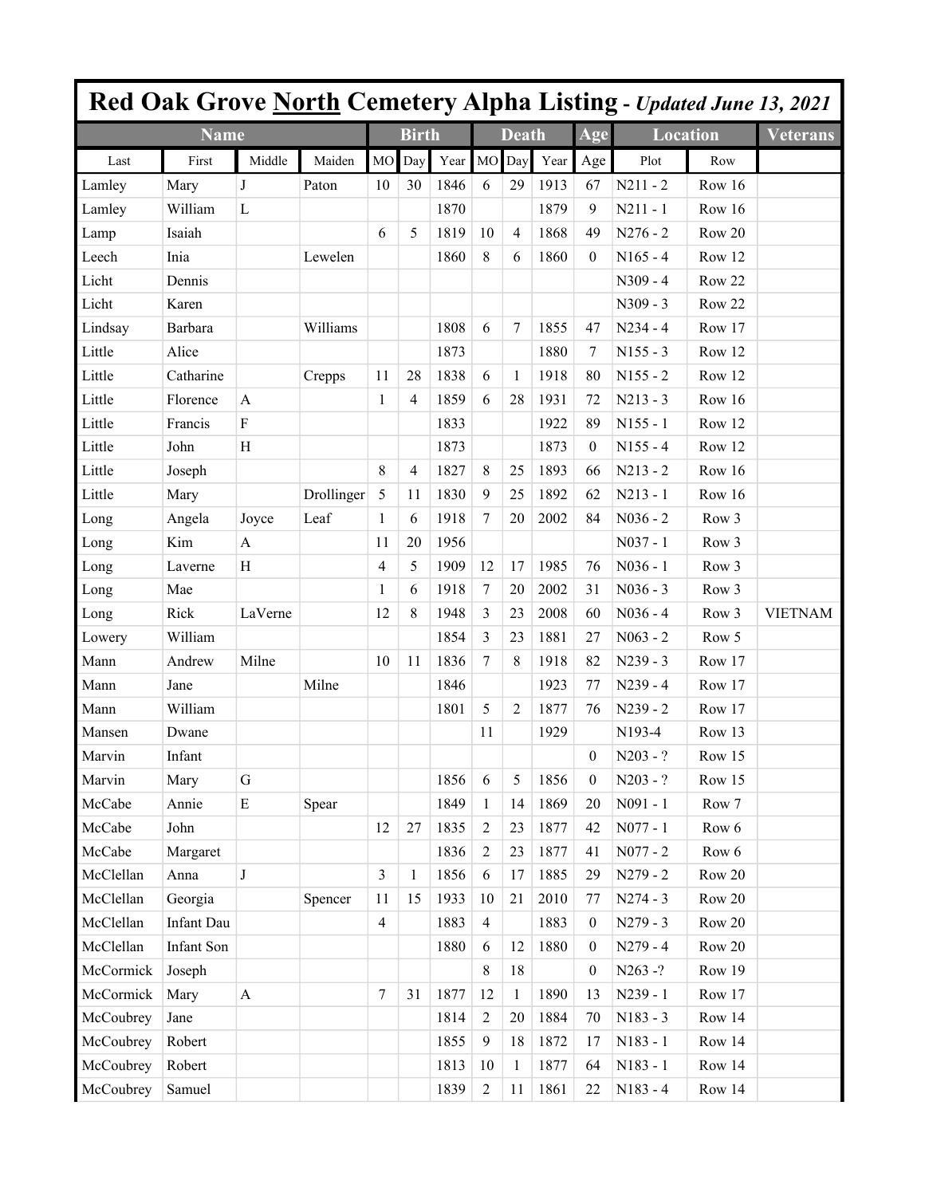# Red Oak Grove North Cemetery Alpha Listing - *Updated June 13, 2021*

| Name | | | | Birth | | | Death | | | Age | Location | | Veterans |
|---|---|---|---|---|---|---|---|---|---|---|---|---|---|
| Last | First | Middle | Maiden | MO | Day | Year | MO | Day | Year | Age | Plot | Row | |
| Lamley | Mary | J | Paton | 10 | 30 | 1846 | 6 | 29 | 1913 | 67 | N211 - 2 | Row 16 | |
| Lamley | William | L | | | | 1870 | | | 1879 | 9 | N211 - 1 | Row 16 | |
| Lamp | Isaiah | | | 6 | 5 | 1819 | 10 | 4 | 1868 | 49 | N276 - 2 | Row 20 | |
| Leech | Inia | | Lewelen | | | 1860 | 8 | 6 | 1860 | 0 | N165 - 4 | Row 12 | |
| Licht | Dennis | | | | | | | | | | N309 - 4 | Row 22 | |
| Licht | Karen | | | | | | | | | | N309 - 3 | Row 22 | |
| Lindsay | Barbara | | Williams | | | 1808 | 6 | 7 | 1855 | 47 | N234 - 4 | Row 17 | |
| Little | Alice | | | | | 1873 | | | 1880 | 7 | N155 - 3 | Row 12 | |
| Little | Catharine | | Crepps | 11 | 28 | 1838 | 6 | 1 | 1918 | 80 | N155 - 2 | Row 12 | |
| Little | Florence | A | | 1 | 4 | 1859 | 6 | 28 | 1931 | 72 | N213 - 3 | Row 16 | |
| Little | Francis | F | | | | 1833 | | | 1922 | 89 | N155 - 1 | Row 12 | |
| Little | John | H | | | | 1873 | | | 1873 | 0 | N155 - 4 | Row 12 | |
| Little | Joseph | | | 8 | 4 | 1827 | 8 | 25 | 1893 | 66 | N213 - 2 | Row 16 | |
| Little | Mary | | Drollinger | 5 | 11 | 1830 | 9 | 25 | 1892 | 62 | N213 - 1 | Row 16 | |
| Long | Angela | Joyce | Leaf | 1 | 6 | 1918 | 7 | 20 | 2002 | 84 | N036 - 2 | Row 3 | |
| Long | Kim | A | | 11 | 20 | 1956 | | | | | N037 - 1 | Row 3 | |
| Long | Laverne | H | | 4 | 5 | 1909 | 12 | 17 | 1985 | 76 | N036 - 1 | Row 3 | |
| Long | Mae | | | 1 | 6 | 1918 | 7 | 20 | 2002 | 31 | N036 - 3 | Row 3 | |
| Long | Rick | LaVerne | | 12 | 8 | 1948 | 3 | 23 | 2008 | 60 | N036 - 4 | Row 3 | VIETNAM |
| Lowery | William | | | | | 1854 | 3 | 23 | 1881 | 27 | N063 - 2 | Row 5 | |
| Mann | Andrew | Milne | | 10 | 11 | 1836 | 7 | 8 | 1918 | 82 | N239 - 3 | Row 17 | |
| Mann | Jane | | Milne | | | 1846 | | | 1923 | 77 | N239 - 4 | Row 17 | |
| Mann | William | | | | | 1801 | 5 | 2 | 1877 | 76 | N239 - 2 | Row 17 | |
| Mansen | Dwane | | | | | | 11 | | 1929 | | N193-4 | Row 13 | |
| Marvin | Infant | | | | | | | | | 0 | N203 - ? | Row 15 | |
| Marvin | Mary | G | | | | 1856 | 6 | 5 | 1856 | 0 | N203 - ? | Row 15 | |
| McCabe | Annie | E | Spear | | | 1849 | 1 | 14 | 1869 | 20 | N091 - 1 | Row 7 | |
| McCabe | John | | | 12 | 27 | 1835 | 2 | 23 | 1877 | 42 | N077 - 1 | Row 6 | |
| McCabe | Margaret | | | | | 1836 | 2 | 23 | 1877 | 41 | N077 - 2 | Row 6 | |
| McClellan | Anna | J | | 3 | 1 | 1856 | 6 | 17 | 1885 | 29 | N279 - 2 | Row 20 | |
| McClellan | Georgia | | Spencer | 11 | 15 | 1933 | 10 | 21 | 2010 | 77 | N274 - 3 | Row 20 | |
| McClellan | Infant Dau | | | 4 | | 1883 | 4 | | 1883 | 0 | N279 - 3 | Row 20 | |
| McClellan | Infant Son | | | | | 1880 | 6 | 12 | 1880 | 0 | N279 - 4 | Row 20 | |
| McCormick | Joseph | | | | | | 8 | 18 | | 0 | N263 -? | Row 19 | |
| McCormick | Mary | A | | 7 | 31 | 1877 | 12 | 1 | 1890 | 13 | N239 - 1 | Row 17 | |
| McCoubrey | Jane | | | | | 1814 | 2 | 20 | 1884 | 70 | N183 - 3 | Row 14 | |
| McCoubrey | Robert | | | | | 1855 | 9 | 18 | 1872 | 17 | N183 - 1 | Row 14 | |
| McCoubrey | Robert | | | | | 1813 | 10 | 1 | 1877 | 64 | N183 - 1 | Row 14 | |
| McCoubrey | Samuel | | | | | 1839 | 2 | 11 | 1861 | 22 | N183 - 4 | Row 14 | |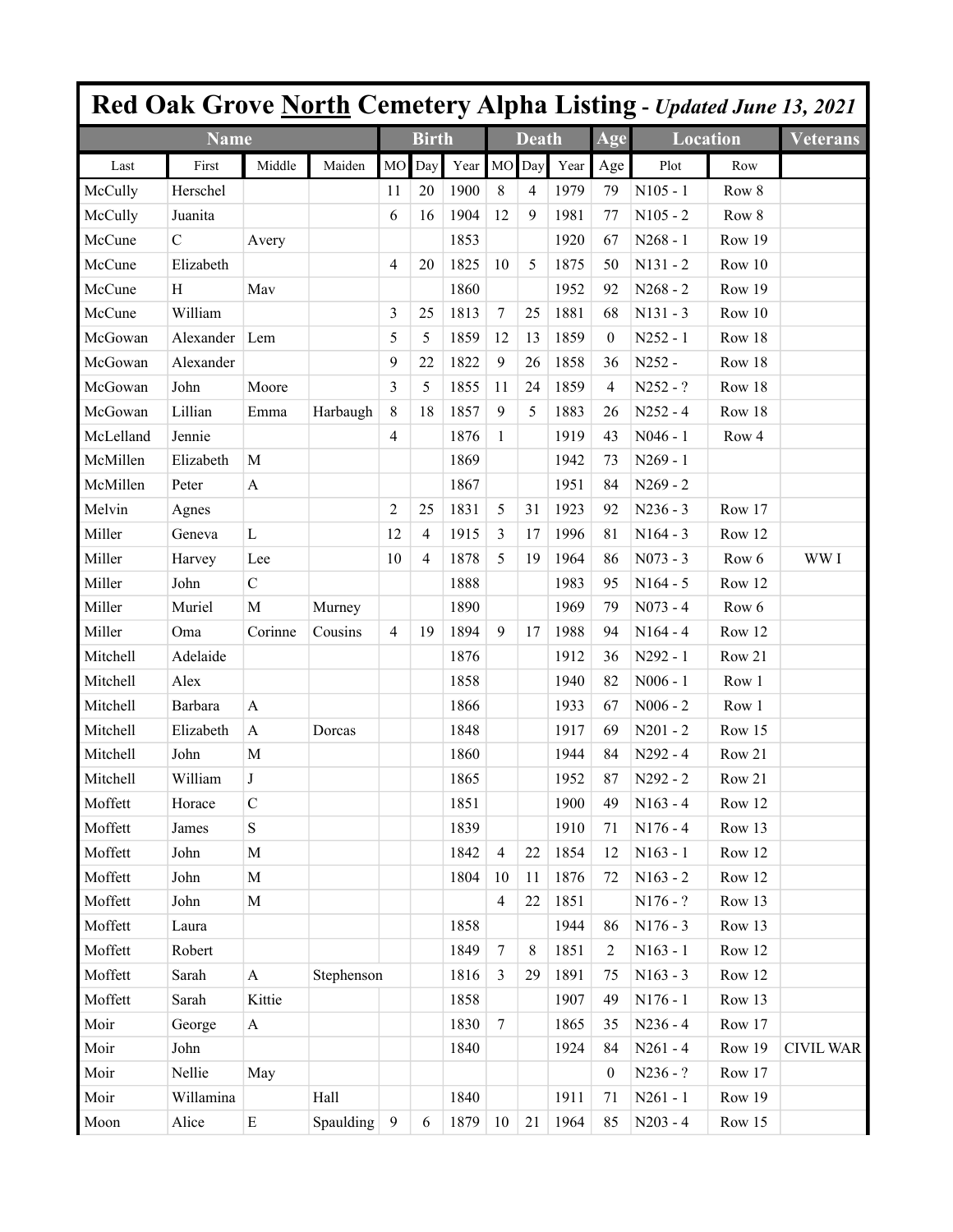# Red Oak Grove North Cemetery Alpha Listing - *Updated June 13, 2021*

| Name | | | | Birth | | | Death | | | Age | Location | | Veterans |
|---|---|---|---|---|---|---|---|---|---|---|---|---|---|
| Last | First | Middle | Maiden | MO | Day | Year | MO | Day | Year | Age | Plot | Row | |
| McCully | Herschel | | | 11 | 20 | 1900 | 8 | 4 | 1979 | 79 | N105 - 1 | Row 8 | |
| McCully | Juanita | | | 6 | 16 | 1904 | 12 | 9 | 1981 | 77 | N105 - 2 | Row 8 | |
| McCune | C | Avery | | | | 1853 | | | 1920 | 67 | N268 - 1 | Row 19 | |
| McCune | Elizabeth | | | 4 | 20 | 1825 | 10 | 5 | 1875 | 50 | N131 - 2 | Row 10 | |
| McCune | H | Mav | | | | 1860 | | | 1952 | 92 | N268 - 2 | Row 19 | |
| McCune | William | | | 3 | 25 | 1813 | 7 | 25 | 1881 | 68 | N131 - 3 | Row 10 | |
| McGowan | Alexander | Lem | | 5 | 5 | 1859 | 12 | 13 | 1859 | 0 | N252 - 1 | Row 18 | |
| McGowan | Alexander | | | 9 | 22 | 1822 | 9 | 26 | 1858 | 36 | N252 - | Row 18 | |
| McGowan | John | Moore | | 3 | 5 | 1855 | 11 | 24 | 1859 | 4 | N252 - ? | Row 18 | |
| McGowan | Lillian | Emma | Harbaugh | 8 | 18 | 1857 | 9 | 5 | 1883 | 26 | N252 - 4 | Row 18 | |
| McLelland | Jennie | | | 4 | | 1876 | 1 | | 1919 | 43 | N046 - 1 | Row 4 | |
| McMillen | Elizabeth | M | | | | 1869 | | | 1942 | 73 | N269 - 1 | | |
| McMillen | Peter | A | | | | 1867 | | | 1951 | 84 | N269 - 2 | | |
| Melvin | Agnes | | | 2 | 25 | 1831 | 5 | 31 | 1923 | 92 | N236 - 3 | Row 17 | |
| Miller | Geneva | L | | 12 | 4 | 1915 | 3 | 17 | 1996 | 81 | N164 - 3 | Row 12 | |
| Miller | Harvey | Lee | | 10 | 4 | 1878 | 5 | 19 | 1964 | 86 | N073 - 3 | Row 6 | WW I |
| Miller | John | C | | | | 1888 | | | 1983 | 95 | N164 - 5 | Row 12 | |
| Miller | Muriel | M | Murney | | | 1890 | | | 1969 | 79 | N073 - 4 | Row 6 | |
| Miller | Oma | Corinne | Cousins | 4 | 19 | 1894 | 9 | 17 | 1988 | 94 | N164 - 4 | Row 12 | |
| Mitchell | Adelaide | | | | | 1876 | | | 1912 | 36 | N292 - 1 | Row 21 | |
| Mitchell | Alex | | | | | 1858 | | | 1940 | 82 | N006 - 1 | Row 1 | |
| Mitchell | Barbara | A | | | | 1866 | | | 1933 | 67 | N006 - 2 | Row 1 | |
| Mitchell | Elizabeth | A | Dorcas | | | 1848 | | | 1917 | 69 | N201 - 2 | Row 15 | |
| Mitchell | John | M | | | | 1860 | | | 1944 | 84 | N292 - 4 | Row 21 | |
| Mitchell | William | J | | | | 1865 | | | 1952 | 87 | N292 - 2 | Row 21 | |
| Moffett | Horace | C | | | | 1851 | | | 1900 | 49 | N163 - 4 | Row 12 | |
| Moffett | James | S | | | | 1839 | | | 1910 | 71 | N176 - 4 | Row 13 | |
| Moffett | John | M | | | | 1842 | 4 | 22 | 1854 | 12 | N163 - 1 | Row 12 | |
| Moffett | John | M | | | | 1804 | 10 | 11 | 1876 | 72 | N163 - 2 | Row 12 | |
| Moffett | John | M | | | | | 4 | 22 | 1851 | | N176 - ? | Row 13 | |
| Moffett | Laura | | | | | 1858 | | | 1944 | 86 | N176 - 3 | Row 13 | |
| Moffett | Robert | | | | | 1849 | 7 | 8 | 1851 | 2 | N163 - 1 | Row 12 | |
| Moffett | Sarah | A | Stephenson | | | 1816 | 3 | 29 | 1891 | 75 | N163 - 3 | Row 12 | |
| Moffett | Sarah | Kittie | | | | 1858 | | | 1907 | 49 | N176 - 1 | Row 13 | |
| Moir | George | A | | | | 1830 | 7 | | 1865 | 35 | N236 - 4 | Row 17 | |
| Moir | John | | | | | 1840 | | | 1924 | 84 | N261 - 4 | Row 19 | CIVIL WAR |
| Moir | Nellie | May | | | | | | | | 0 | N236 - ? | Row 17 | |
| Moir | Willamina | | Hall | | | 1840 | | | 1911 | 71 | N261 - 1 | Row 19 | |
| Moon | Alice | E | Spaulding | 9 | 6 | 1879 | 10 | 21 | 1964 | 85 | N203 - 4 | Row 15 | |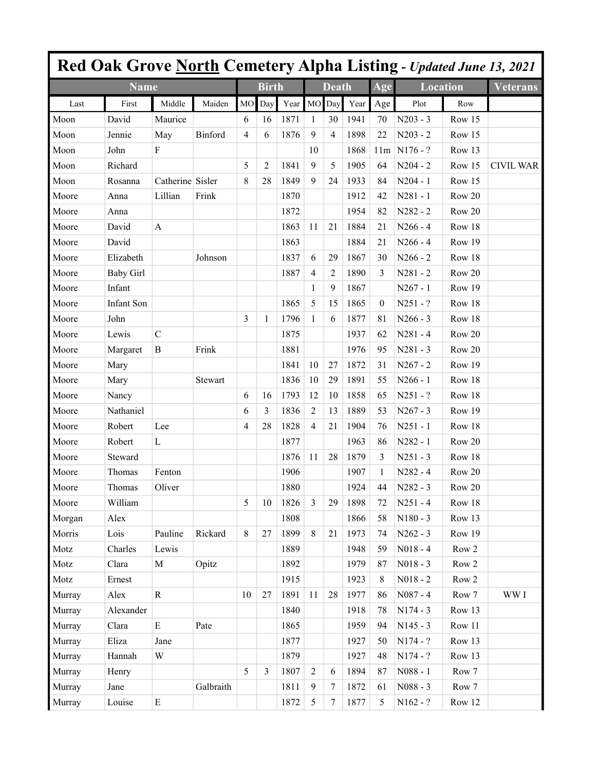# Red Oak Grove North Cemetery Alpha Listing - *Updated June 13, 2021*

| Name | | | | Birth | | | Death | | | Age | Location | | Veterans |
|---|---|---|---|---|---|---|---|---|---|---|---|---|---|
| Last | First | Middle | Maiden | MO | Day | Year | MO | Day | Year | Age | Plot | Row | |
| Moon | David | Maurice | | 6 | 16 | 1871 | 1 | 30 | 1941 | 70 | N203 - 3 | Row 15 | |
| Moon | Jennie | May | Binford | 4 | 6 | 1876 | 9 | 4 | 1898 | 22 | N203 - 2 | Row 15 | |
| Moon | John | F | | | | | 10 | | 1868 | 11m | N176 - ? | Row 13 | |
| Moon | Richard | | | 5 | 2 | 1841 | 9 | 5 | 1905 | 64 | N204 - 2 | Row 15 | CIVIL WAR |
| Moon | Rosanna | Catherine | Sisler | 8 | 28 | 1849 | 9 | 24 | 1933 | 84 | N204 - 1 | Row 15 | |
| Moore | Anna | Lillian | Frink | | | 1870 | | | 1912 | 42 | N281 - 1 | Row 20 | |
| Moore | Anna | | | | | 1872 | | | 1954 | 82 | N282 - 2 | Row 20 | |
| Moore | David | A | | | | 1863 | 11 | 21 | 1884 | 21 | N266 - 4 | Row 18 | |
| Moore | David | | | | | 1863 | | | 1884 | 21 | N266 - 4 | Row 19 | |
| Moore | Elizabeth | | Johnson | | | 1837 | 6 | 29 | 1867 | 30 | N266 - 2 | Row 18 | |
| Moore | Baby Girl | | | | | 1887 | 4 | 2 | 1890 | 3 | N281 - 2 | Row 20 | |
| Moore | Infant | | | | | | 1 | 9 | 1867 | | N267 - 1 | Row 19 | |
| Moore | Infant Son | | | | | 1865 | 5 | 15 | 1865 | 0 | N251 - ? | Row 18 | |
| Moore | John | | | 3 | 1 | 1796 | 1 | 6 | 1877 | 81 | N266 - 3 | Row 18 | |
| Moore | Lewis | C | | | | 1875 | | | 1937 | 62 | N281 - 4 | Row 20 | |
| Moore | Margaret | B | Frink | | | 1881 | | | 1976 | 95 | N281 - 3 | Row 20 | |
| Moore | Mary | | | | | 1841 | 10 | 27 | 1872 | 31 | N267 - 2 | Row 19 | |
| Moore | Mary | | Stewart | | | 1836 | 10 | 29 | 1891 | 55 | N266 - 1 | Row 18 | |
| Moore | Nancy | | | 6 | 16 | 1793 | 12 | 10 | 1858 | 65 | N251 - ? | Row 18 | |
| Moore | Nathaniel | | | 6 | 3 | 1836 | 2 | 13 | 1889 | 53 | N267 - 3 | Row 19 | |
| Moore | Robert | Lee | | 4 | 28 | 1828 | 4 | 21 | 1904 | 76 | N251 - 1 | Row 18 | |
| Moore | Robert | L | | | | 1877 | | | 1963 | 86 | N282 - 1 | Row 20 | |
| Moore | Steward | | | | | 1876 | 11 | 28 | 1879 | 3 | N251 - 3 | Row 18 | |
| Moore | Thomas | Fenton | | | | 1906 | | | 1907 | 1 | N282 - 4 | Row 20 | |
| Moore | Thomas | Oliver | | | | 1880 | | | 1924 | 44 | N282 - 3 | Row 20 | |
| Moore | William | | | 5 | 10 | 1826 | 3 | 29 | 1898 | 72 | N251 - 4 | Row 18 | |
| Morgan | Alex | | | | | 1808 | | | 1866 | 58 | N180 - 3 | Row 13 | |
| Morris | Lois | Pauline | Rickard | 8 | 27 | 1899 | 8 | 21 | 1973 | 74 | N262 - 3 | Row 19 | |
| Motz | Charles | Lewis | | | | 1889 | | | 1948 | 59 | N018 - 4 | Row 2 | |
| Motz | Clara | M | Opitz | | | 1892 | | | 1979 | 87 | N018 - 3 | Row 2 | |
| Motz | Ernest | | | | | 1915 | | | 1923 | 8 | N018 - 2 | Row 2 | |
| Murray | Alex | R | | 10 | 27 | 1891 | 11 | 28 | 1977 | 86 | N087 - 4 | Row 7 | WW I |
| Murray | Alexander | | | | | 1840 | | | 1918 | 78 | N174 - 3 | Row 13 | |
| Murray | Clara | E | Pate | | | 1865 | | | 1959 | 94 | N145 - 3 | Row 11 | |
| Murray | Eliza | Jane | | | | 1877 | | | 1927 | 50 | N174 - ? | Row 13 | |
| Murray | Hannah | W | | | | 1879 | | | 1927 | 48 | N174 - ? | Row 13 | |
| Murray | Henry | | | 5 | 3 | 1807 | 2 | 6 | 1894 | 87 | N088 - 1 | Row 7 | |
| Murray | Jane | | Galbraith | | | 1811 | 9 | 7 | 1872 | 61 | N088 - 3 | Row 7 | |
| Murray | Louise | E | | | | 1872 | 5 | 7 | 1877 | 5 | N162 - ? | Row 12 | |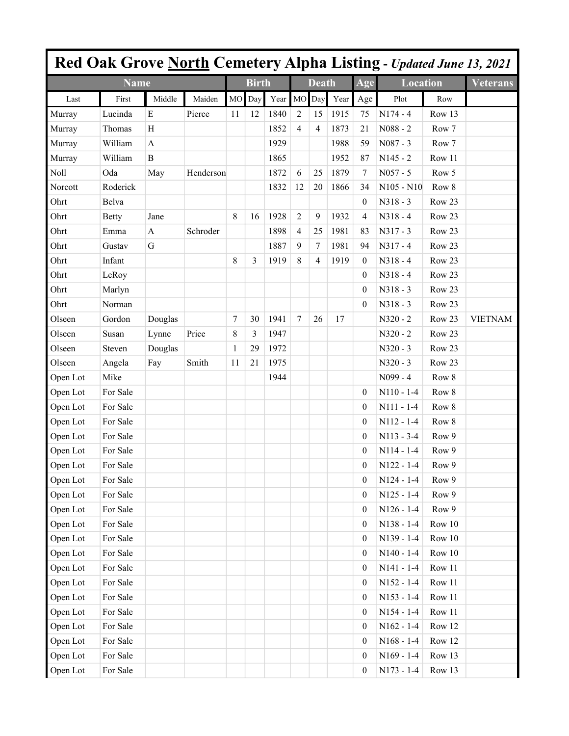# Red Oak Grove North Cemetery Alpha Listing - *Updated June 13, 2021*

| Name | | | | Birth | | | Death | | | Age | Location | | Veterans |
|---|---|---|---|---|---|---|---|---|---|---|---|---|---|
| Last | First | Middle | Maiden | MO | Day | Year | MO | Day | Year | Age | Plot | Row | |
| Murray | Lucinda | E | Pierce | 11 | 12 | 1840 | 2 | 15 | 1915 | 75 | N174 - 4 | Row 13 | |
| Murray | Thomas | H | | | | 1852 | 4 | 4 | 1873 | 21 | N088 - 2 | Row 7 | |
| Murray | William | A | | | | 1929 | | | 1988 | 59 | N087 - 3 | Row 7 | |
| Murray | William | B | | | | 1865 | | | 1952 | 87 | N145 - 2 | Row 11 | |
| Noll | Oda | May | Henderson | | | 1872 | 6 | 25 | 1879 | 7 | N057 - 5 | Row 5 | |
| Norcott | Roderick | | | | | 1832 | 12 | 20 | 1866 | 34 | N105 - N10 | Row 8 | |
| Ohrt | Belva | | | | | | | | | 0 | N318 - 3 | Row 23 | |
| Ohrt | Betty | Jane | | 8 | 16 | 1928 | 2 | 9 | 1932 | 4 | N318 - 4 | Row 23 | |
| Ohrt | Emma | A | Schroder | | | 1898 | 4 | 25 | 1981 | 83 | N317 - 3 | Row 23 | |
| Ohrt | Gustav | G | | | | 1887 | 9 | 7 | 1981 | 94 | N317 - 4 | Row 23 | |
| Ohrt | Infant | | | 8 | 3 | 1919 | 8 | 4 | 1919 | 0 | N318 - 4 | Row 23 | |
| Ohrt | LeRoy | | | | | | | | | 0 | N318 - 4 | Row 23 | |
| Ohrt | Marlyn | | | | | | | | | 0 | N318 - 3 | Row 23 | |
| Ohrt | Norman | | | | | | | | | 0 | N318 - 3 | Row 23 | |
| Olseen | Gordon | Douglas | | 7 | 30 | 1941 | 7 | 26 | 17 | | N320 - 2 | Row 23 | VIETNAM |
| Olseen | Susan | Lynne | Price | 8 | 3 | 1947 | | | | | N320 - 2 | Row 23 | |
| Olseen | Steven | Douglas | | 1 | 29 | 1972 | | | | | N320 - 3 | Row 23 | |
| Olseen | Angela | Fay | Smith | 11 | 21 | 1975 | | | | | N320 - 3 | Row 23 | |
| Open Lot | Mike | | | | | 1944 | | | | | N099 - 4 | Row 8 | |
| Open Lot | For Sale | | | | | | | | | 0 | N110 - 1-4 | Row 8 | |
| Open Lot | For Sale | | | | | | | | | 0 | N111 - 1-4 | Row 8 | |
| Open Lot | For Sale | | | | | | | | | 0 | N112 - 1-4 | Row 8 | |
| Open Lot | For Sale | | | | | | | | | 0 | N113 - 3-4 | Row 9 | |
| Open Lot | For Sale | | | | | | | | | 0 | N114 - 1-4 | Row 9 | |
| Open Lot | For Sale | | | | | | | | | 0 | N122 - 1-4 | Row 9 | |
| Open Lot | For Sale | | | | | | | | | 0 | N124 - 1-4 | Row 9 | |
| Open Lot | For Sale | | | | | | | | | 0 | N125 - 1-4 | Row 9 | |
| Open Lot | For Sale | | | | | | | | | 0 | N126 - 1-4 | Row 9 | |
| Open Lot | For Sale | | | | | | | | | 0 | N138 - 1-4 | Row 10 | |
| Open Lot | For Sale | | | | | | | | | 0 | N139 - 1-4 | Row 10 | |
| Open Lot | For Sale | | | | | | | | | 0 | N140 - 1-4 | Row 10 | |
| Open Lot | For Sale | | | | | | | | | 0 | N141 - 1-4 | Row 11 | |
| Open Lot | For Sale | | | | | | | | | 0 | N152 - 1-4 | Row 11 | |
| Open Lot | For Sale | | | | | | | | | 0 | N153 - 1-4 | Row 11 | |
| Open Lot | For Sale | | | | | | | | | 0 | N154 - 1-4 | Row 11 | |
| Open Lot | For Sale | | | | | | | | | 0 | N162 - 1-4 | Row 12 | |
| Open Lot | For Sale | | | | | | | | | 0 | N168 - 1-4 | Row 12 | |
| Open Lot | For Sale | | | | | | | | | 0 | N169 - 1-4 | Row 13 | |
| Open Lot | For Sale | | | | | | | | | 0 | N173 - 1-4 | Row 13 | |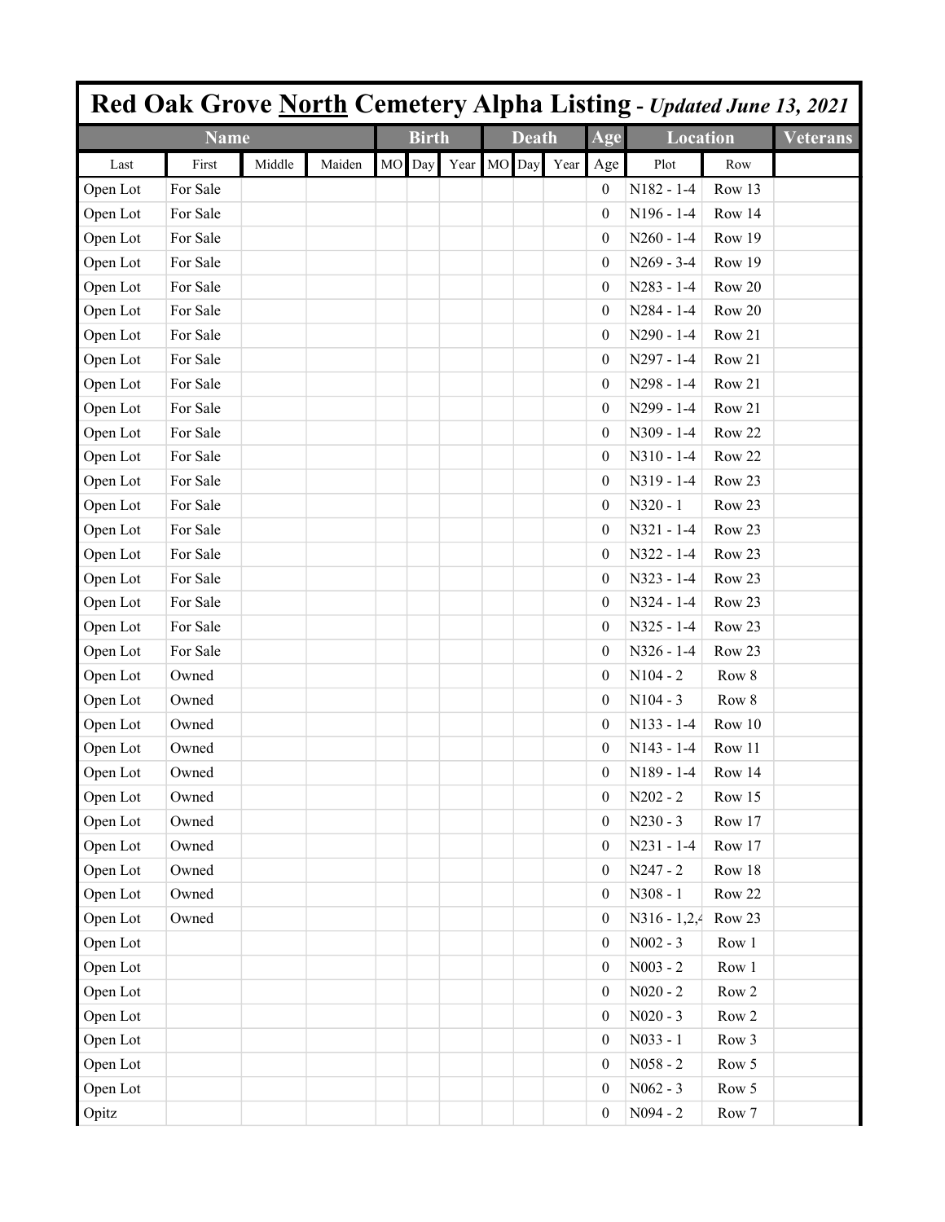| **Red Oak Grove <u>North</u> Cemetery Alpha Listing** - *Updated June 13, 2021* | | | | | | | | | | | | | |
|---|---|---|---|---|---|---|---|---|---|---|---|---|---|
| **Name** | | | | **Birth** | | | **Death** | | | **Age** | **Location** | | **Veterans** |
| Last | First | Middle | Maiden | MO | Day | Year | MO | Day | Year | Age | Plot | Row | |
| Open Lot | For Sale | | | | | | | | | 0 | N182 - 1-4 | Row 13 | |
| Open Lot | For Sale | | | | | | | | | 0 | N196 - 1-4 | Row 14 | |
| Open Lot | For Sale | | | | | | | | | 0 | N260 - 1-4 | Row 19 | |
| Open Lot | For Sale | | | | | | | | | 0 | N269 - 3-4 | Row 19 | |
| Open Lot | For Sale | | | | | | | | | 0 | N283 - 1-4 | Row 20 | |
| Open Lot | For Sale | | | | | | | | | 0 | N284 - 1-4 | Row 20 | |
| Open Lot | For Sale | | | | | | | | | 0 | N290 - 1-4 | Row 21 | |
| Open Lot | For Sale | | | | | | | | | 0 | N297 - 1-4 | Row 21 | |
| Open Lot | For Sale | | | | | | | | | 0 | N298 - 1-4 | Row 21 | |
| Open Lot | For Sale | | | | | | | | | 0 | N299 - 1-4 | Row 21 | |
| Open Lot | For Sale | | | | | | | | | 0 | N309 - 1-4 | Row 22 | |
| Open Lot | For Sale | | | | | | | | | 0 | N310 - 1-4 | Row 22 | |
| Open Lot | For Sale | | | | | | | | | 0 | N319 - 1-4 | Row 23 | |
| Open Lot | For Sale | | | | | | | | | 0 | N320 - 1 | Row 23 | |
| Open Lot | For Sale | | | | | | | | | 0 | N321 - 1-4 | Row 23 | |
| Open Lot | For Sale | | | | | | | | | 0 | N322 - 1-4 | Row 23 | |
| Open Lot | For Sale | | | | | | | | | 0 | N323 - 1-4 | Row 23 | |
| Open Lot | For Sale | | | | | | | | | 0 | N324 - 1-4 | Row 23 | |
| Open Lot | For Sale | | | | | | | | | 0 | N325 - 1-4 | Row 23 | |
| Open Lot | For Sale | | | | | | | | | 0 | N326 - 1-4 | Row 23 | |
| Open Lot | Owned | | | | | | | | | 0 | N104 - 2 | Row 8 | |
| Open Lot | Owned | | | | | | | | | 0 | N104 - 3 | Row 8 | |
| Open Lot | Owned | | | | | | | | | 0 | N133 - 1-4 | Row 10 | |
| Open Lot | Owned | | | | | | | | | 0 | N143 - 1-4 | Row 11 | |
| Open Lot | Owned | | | | | | | | | 0 | N189 - 1-4 | Row 14 | |
| Open Lot | Owned | | | | | | | | | 0 | N202 - 2 | Row 15 | |
| Open Lot | Owned | | | | | | | | | 0 | N230 - 3 | Row 17 | |
| Open Lot | Owned | | | | | | | | | 0 | N231 - 1-4 | Row 17 | |
| Open Lot | Owned | | | | | | | | | 0 | N247 - 2 | Row 18 | |
| Open Lot | Owned | | | | | | | | | 0 | N308 - 1 | Row 22 | |
| Open Lot | Owned | | | | | | | | | 0 | N316 - 1,2,4 | Row 23 | |
| Open Lot | | | | | | | | | | 0 | N002 - 3 | Row 1 | |
| Open Lot | | | | | | | | | | 0 | N003 - 2 | Row 1 | |
| Open Lot | | | | | | | | | | 0 | N020 - 2 | Row 2 | |
| Open Lot | | | | | | | | | | 0 | N020 - 3 | Row 2 | |
| Open Lot | | | | | | | | | | 0 | N033 - 1 | Row 3 | |
| Open Lot | | | | | | | | | | 0 | N058 - 2 | Row 5 | |
| Open Lot | | | | | | | | | | 0 | N062 - 3 | Row 5 | |
| Opitz | | | | | | | | | | 0 | N094 - 2 | Row 7 | |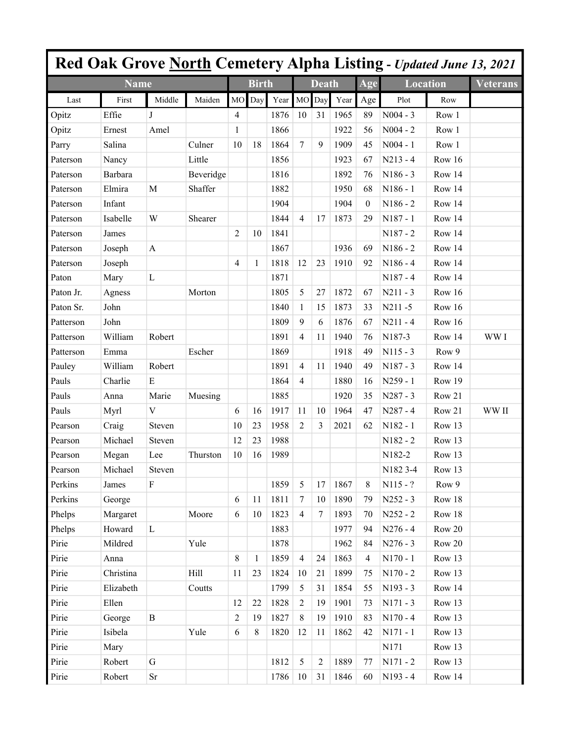# Red Oak Grove North Cemetery Alpha Listing - *Updated June 13, 2021*

| Name | | | | Birth | | | Death | | | Age | Location | | Veterans |
|---|---|---|---|---|---|---|---|---|---|---|---|---|---|
| Last | First | Middle | Maiden | MO | Day | Year | MO | Day | Year | Age | Plot | Row | |
| Opitz | Effie | J | | 4 | | 1876 | 10 | 31 | 1965 | 89 | N004 - 3 | Row 1 | |
| Opitz | Ernest | Amel | | 1 | | 1866 | | | 1922 | 56 | N004 - 2 | Row 1 | |
| Parry | Salina | | Culner | 10 | 18 | 1864 | 7 | 9 | 1909 | 45 | N004 - 1 | Row 1 | |
| Paterson | Nancy | | Little | | | 1856 | | | 1923 | 67 | N213 - 4 | Row 16 | |
| Paterson | Barbara | | Beveridge | | | 1816 | | | 1892 | 76 | N186 - 3 | Row 14 | |
| Paterson | Elmira | M | Shaffer | | | 1882 | | | 1950 | 68 | N186 - 1 | Row 14 | |
| Paterson | Infant | | | | | 1904 | | | 1904 | 0 | N186 - 2 | Row 14 | |
| Paterson | Isabelle | W | Shearer | | | 1844 | 4 | 17 | 1873 | 29 | N187 - 1 | Row 14 | |
| Paterson | James | | | 2 | 10 | 1841 | | | | | N187 - 2 | Row 14 | |
| Paterson | Joseph | A | | | | 1867 | | | 1936 | 69 | N186 - 2 | Row 14 | |
| Paterson | Joseph | | | 4 | 1 | 1818 | 12 | 23 | 1910 | 92 | N186 - 4 | Row 14 | |
| Paton | Mary | L | | | | 1871 | | | | | N187 - 4 | Row 14 | |
| Paton Jr. | Agness | | Morton | | | 1805 | 5 | 27 | 1872 | 67 | N211 - 3 | Row 16 | |
| Paton Sr. | John | | | | | 1840 | 1 | 15 | 1873 | 33 | N211 -5 | Row 16 | |
| Patterson | John | | | | | 1809 | 9 | 6 | 1876 | 67 | N211 - 4 | Row 16 | |
| Patterson | William | Robert | | | | 1891 | 4 | 11 | 1940 | 76 | N187-3 | Row 14 | WW I |
| Patterson | Emma | | Escher | | | 1869 | | | 1918 | 49 | N115 - 3 | Row 9 | |
| Pauley | William | Robert | | | | 1891 | 4 | 11 | 1940 | 49 | N187 - 3 | Row 14 | |
| Pauls | Charlie | E | | | | 1864 | 4 | | 1880 | 16 | N259 - 1 | Row 19 | |
| Pauls | Anna | Marie | Muesing | | | 1885 | | | 1920 | 35 | N287 - 3 | Row 21 | |
| Pauls | Myrl | V | | 6 | 16 | 1917 | 11 | 10 | 1964 | 47 | N287 - 4 | Row 21 | WW II |
| Pearson | Craig | Steven | | 10 | 23 | 1958 | 2 | 3 | 2021 | 62 | N182 - 1 | Row 13 | |
| Pearson | Michael | Steven | | 12 | 23 | 1988 | | | | | N182 - 2 | Row 13 | |
| Pearson | Megan | Lee | Thurston | 10 | 16 | 1989 | | | | | N182-2 | Row 13 | |
| Pearson | Michael | Steven | | | | | | | | | N182 3-4 | Row 13 | |
| Perkins | James | F | | | | 1859 | 5 | 17 | 1867 | 8 | N115 - ? | Row 9 | |
| Perkins | George | | | 6 | 11 | 1811 | 7 | 10 | 1890 | 79 | N252 - 3 | Row 18 | |
| Phelps | Margaret | | Moore | 6 | 10 | 1823 | 4 | 7 | 1893 | 70 | N252 - 2 | Row 18 | |
| Phelps | Howard | L | | | | 1883 | | | 1977 | 94 | N276 - 4 | Row 20 | |
| Pirie | Mildred | | Yule | | | 1878 | | | 1962 | 84 | N276 - 3 | Row 20 | |
| Pirie | Anna | | | 8 | 1 | 1859 | 4 | 24 | 1863 | 4 | N170 - 1 | Row 13 | |
| Pirie | Christina | | Hill | 11 | 23 | 1824 | 10 | 21 | 1899 | 75 | N170 - 2 | Row 13 | |
| Pirie | Elizabeth | | Coutts | | | 1799 | 5 | 31 | 1854 | 55 | N193 - 3 | Row 14 | |
| Pirie | Ellen | | | 12 | 22 | 1828 | 2 | 19 | 1901 | 73 | N171 - 3 | Row 13 | |
| Pirie | George | B | | 2 | 19 | 1827 | 8 | 19 | 1910 | 83 | N170 - 4 | Row 13 | |
| Pirie | Isibela | | Yule | 6 | 8 | 1820 | 12 | 11 | 1862 | 42 | N171 - 1 | Row 13 | |
| Pirie | Mary | | | | | | | | | | N171 | Row 13 | |
| Pirie | Robert | G | | | | 1812 | 5 | 2 | 1889 | 77 | N171 - 2 | Row 13 | |
| Pirie | Robert | Sr | | | | 1786 | 10 | 31 | 1846 | 60 | N193 - 4 | Row 14 | |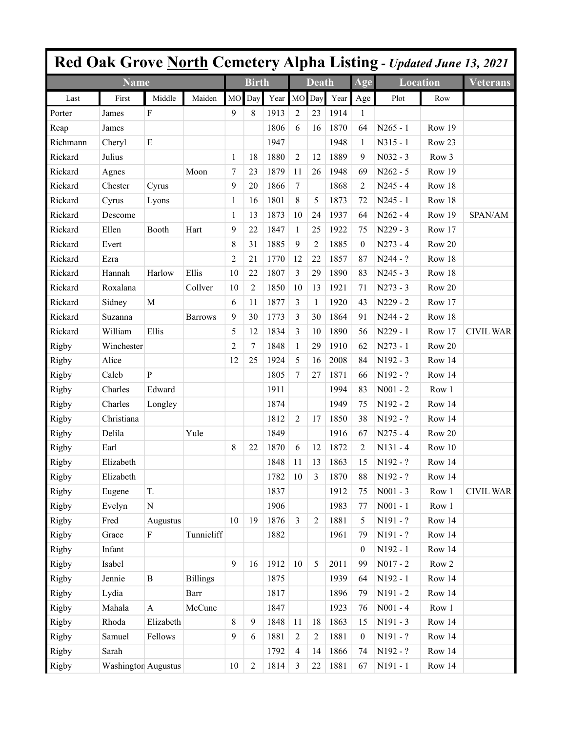# Red Oak Grove North Cemetery Alpha Listing - *Updated June 13, 2021*

| Name | | | | Birth | | | Death | | | Age | Location | | Veterans |
|---|---|---|---|---|---|---|---|---|---|---|---|---|---|
| Last | First | Middle | Maiden | MO | Day | Year | MO | Day | Year | Age | Plot | Row | |
| Porter | James | F | | 9 | 8 | 1913 | 2 | 23 | 1914 | 1 | | | |
| Reap | James | | | | | 1806 | 6 | 16 | 1870 | 64 | N265 - 1 | Row 19 | |
| Richmann | Cheryl | E | | | | 1947 | | | 1948 | 1 | N315 - 1 | Row 23 | |
| Rickard | Julius | | | 1 | 18 | 1880 | 2 | 12 | 1889 | 9 | N032 - 3 | Row 3 | |
| Rickard | Agnes | | Moon | 7 | 23 | 1879 | 11 | 26 | 1948 | 69 | N262 - 5 | Row 19 | |
| Rickard | Chester | Cyrus | | 9 | 20 | 1866 | 7 | | 1868 | 2 | N245 - 4 | Row 18 | |
| Rickard | Cyrus | Lyons | | 1 | 16 | 1801 | 8 | 5 | 1873 | 72 | N245 - 1 | Row 18 | |
| Rickard | Descome | | | 1 | 13 | 1873 | 10 | 24 | 1937 | 64 | N262 - 4 | Row 19 | SPAN/AM |
| Rickard | Ellen | Booth | Hart | 9 | 22 | 1847 | 1 | 25 | 1922 | 75 | N229 - 3 | Row 17 | |
| Rickard | Evert | | | 8 | 31 | 1885 | 9 | 2 | 1885 | 0 | N273 - 4 | Row 20 | |
| Rickard | Ezra | | | 2 | 21 | 1770 | 12 | 22 | 1857 | 87 | N244 - ? | Row 18 | |
| Rickard | Hannah | Harlow | Ellis | 10 | 22 | 1807 | 3 | 29 | 1890 | 83 | N245 - 3 | Row 18 | |
| Rickard | Roxalana | | Collver | 10 | 2 | 1850 | 10 | 13 | 1921 | 71 | N273 - 3 | Row 20 | |
| Rickard | Sidney | M | | 6 | 11 | 1877 | 3 | 1 | 1920 | 43 | N229 - 2 | Row 17 | |
| Rickard | Suzanna | | Barrows | 9 | 30 | 1773 | 3 | 30 | 1864 | 91 | N244 - 2 | Row 18 | |
| Rickard | William | Ellis | | 5 | 12 | 1834 | 3 | 10 | 1890 | 56 | N229 - 1 | Row 17 | CIVIL WAR |
| Rigby | Winchester | | | 2 | 7 | 1848 | 1 | 29 | 1910 | 62 | N273 - 1 | Row 20 | |
| Rigby | Alice | | | 12 | 25 | 1924 | 5 | 16 | 2008 | 84 | N192 - 3 | Row 14 | |
| Rigby | Caleb | P | | | | 1805 | 7 | 27 | 1871 | 66 | N192 - ? | Row 14 | |
| Rigby | Charles | Edward | | | | 1911 | | | 1994 | 83 | N001 - 2 | Row 1 | |
| Rigby | Charles | Longley | | | | 1874 | | | 1949 | 75 | N192 - 2 | Row 14 | |
| Rigby | Christiana | | | | | 1812 | 2 | 17 | 1850 | 38 | N192 - ? | Row 14 | |
| Rigby | Delila | | Yule | | | 1849 | | | 1916 | 67 | N275 - 4 | Row 20 | |
| Rigby | Earl | | | 8 | 22 | 1870 | 6 | 12 | 1872 | 2 | N131 - 4 | Row 10 | |
| Rigby | Elizabeth | | | | | 1848 | 11 | 13 | 1863 | 15 | N192 - ? | Row 14 | |
| Rigby | Elizabeth | | | | | 1782 | 10 | 3 | 1870 | 88 | N192 - ? | Row 14 | |
| Rigby | Eugene | T. | | | | 1837 | | | 1912 | 75 | N001 - 3 | Row 1 | CIVIL WAR |
| Rigby | Evelyn | N | | | | 1906 | | | 1983 | 77 | N001 - 1 | Row 1 | |
| Rigby | Fred | Augustus | | 10 | 19 | 1876 | 3 | 2 | 1881 | 5 | N191 - ? | Row 14 | |
| Rigby | Grace | F | Tunnicliff | | | 1882 | | | 1961 | 79 | N191 - ? | Row 14 | |
| Rigby | Infant | | | | | | | | | 0 | N192 - 1 | Row 14 | |
| Rigby | Isabel | | | 9 | 16 | 1912 | 10 | 5 | 2011 | 99 | N017 - 2 | Row 2 | |
| Rigby | Jennie | B | Billings | | | 1875 | | | 1939 | 64 | N192 - 1 | Row 14 | |
| Rigby | Lydia | | Barr | | | 1817 | | | 1896 | 79 | N191 - 2 | Row 14 | |
| Rigby | Mahala | A | McCune | | | 1847 | | | 1923 | 76 | N001 - 4 | Row 1 | |
| Rigby | Rhoda | Elizabeth | | 8 | 9 | 1848 | 11 | 18 | 1863 | 15 | N191 - 3 | Row 14 | |
| Rigby | Samuel | Fellows | | 9 | 6 | 1881 | 2 | 2 | 1881 | 0 | N191 - ? | Row 14 | |
| Rigby | Sarah | | | | | 1792 | 4 | 14 | 1866 | 74 | N192 - ? | Row 14 | |
| Rigby | Washington | Augustus | | 10 | 2 | 1814 | 3 | 22 | 1881 | 67 | N191 - 1 | Row 14 | |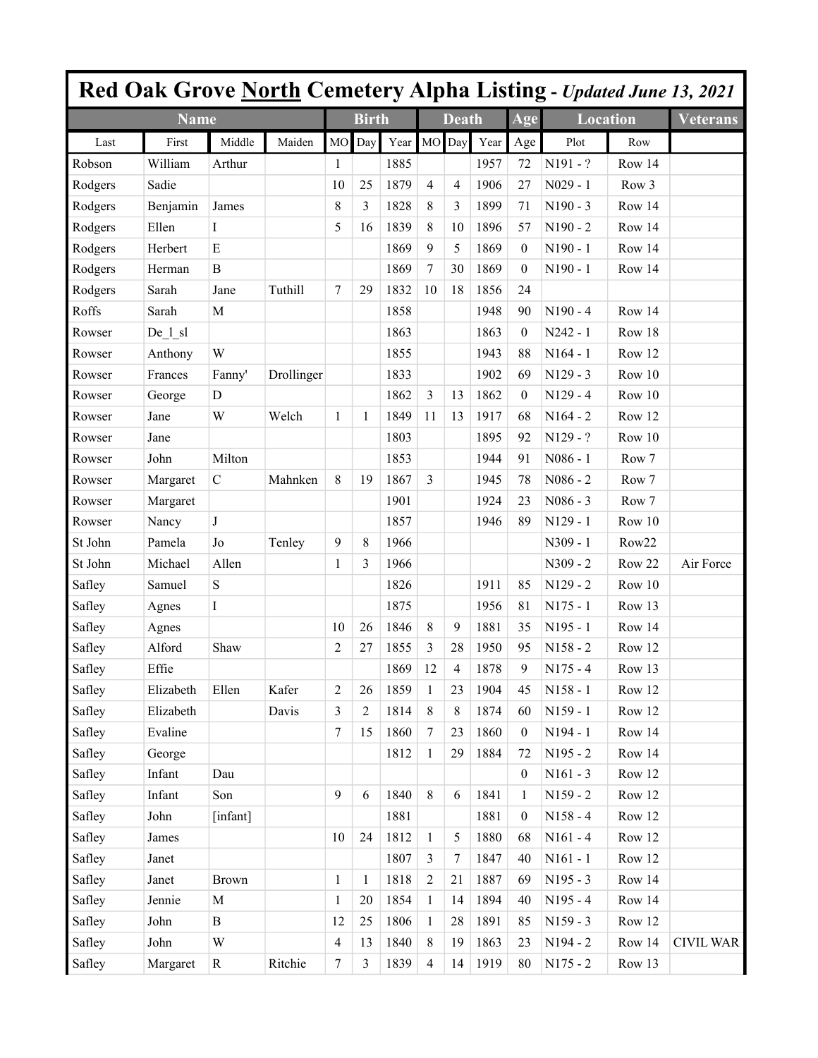# Red Oak Grove North Cemetery Alpha Listing - *Updated June 13, 2021*

| Name | | | | Birth | | | Death | | | Age | Location | | Veterans |
|---|---|---|---|---|---|---|---|---|---|---|---|---|---|
| Last | First | Middle | Maiden | MO | Day | Year | MO | Day | Year | Age | Plot | Row | |
| Robson | William | Arthur | | 1 | | 1885 | | | 1957 | 72 | N191 - ? | Row 14 | |
| Rodgers | Sadie | | | 10 | 25 | 1879 | 4 | 4 | 1906 | 27 | N029 - 1 | Row 3 | |
| Rodgers | Benjamin | James | | 8 | 3 | 1828 | 8 | 3 | 1899 | 71 | N190 - 3 | Row 14 | |
| Rodgers | Ellen | I | | 5 | 16 | 1839 | 8 | 10 | 1896 | 57 | N190 - 2 | Row 14 | |
| Rodgers | Herbert | E | | | | 1869 | 9 | 5 | 1869 | 0 | N190 - 1 | Row 14 | |
| Rodgers | Herman | B | | | | 1869 | 7 | 30 | 1869 | 0 | N190 - 1 | Row 14 | |
| Rodgers | Sarah | Jane | Tuthill | 7 | 29 | 1832 | 10 | 18 | 1856 | 24 | | | |
| Roffs | Sarah | M | | | | 1858 | | | 1948 | 90 | N190 - 4 | Row 14 | |
| Rowser | De_l_sl | | | | | 1863 | | | 1863 | 0 | N242 - 1 | Row 18 | |
| Rowser | Anthony | W | | | | 1855 | | | 1943 | 88 | N164 - 1 | Row 12 | |
| Rowser | Frances | Fanny' | Drollinger | | | 1833 | | | 1902 | 69 | N129 - 3 | Row 10 | |
| Rowser | George | D | | | | 1862 | 3 | 13 | 1862 | 0 | N129 - 4 | Row 10 | |
| Rowser | Jane | W | Welch | 1 | 1 | 1849 | 11 | 13 | 1917 | 68 | N164 - 2 | Row 12 | |
| Rowser | Jane | | | | | 1803 | | | 1895 | 92 | N129 - ? | Row 10 | |
| Rowser | John | Milton | | | | 1853 | | | 1944 | 91 | N086 - 1 | Row 7 | |
| Rowser | Margaret | C | Mahnken | 8 | 19 | 1867 | 3 | | 1945 | 78 | N086 - 2 | Row 7 | |
| Rowser | Margaret | | | | | 1901 | | | 1924 | 23 | N086 - 3 | Row 7 | |
| Rowser | Nancy | J | | | | 1857 | | | 1946 | 89 | N129 - 1 | Row 10 | |
| St John | Pamela | Jo | Tenley | 9 | 8 | 1966 | | | | | N309 - 1 | Row22 | |
| St John | Michael | Allen | | 1 | 3 | 1966 | | | | | N309 - 2 | Row 22 | Air Force |
| Safley | Samuel | S | | | | 1826 | | | 1911 | 85 | N129 - 2 | Row 10 | |
| Safley | Agnes | I | | | | 1875 | | | 1956 | 81 | N175 - 1 | Row 13 | |
| Safley | Agnes | | | 10 | 26 | 1846 | 8 | 9 | 1881 | 35 | N195 - 1 | Row 14 | |
| Safley | Alford | Shaw | | 2 | 27 | 1855 | 3 | 28 | 1950 | 95 | N158 - 2 | Row 12 | |
| Safley | Effie | | | | | 1869 | 12 | 4 | 1878 | 9 | N175 - 4 | Row 13 | |
| Safley | Elizabeth | Ellen | Kafer | 2 | 26 | 1859 | 1 | 23 | 1904 | 45 | N158 - 1 | Row 12 | |
| Safley | Elizabeth | | Davis | 3 | 2 | 1814 | 8 | 8 | 1874 | 60 | N159 - 1 | Row 12 | |
| Safley | Evaline | | | 7 | 15 | 1860 | 7 | 23 | 1860 | 0 | N194 - 1 | Row 14 | |
| Safley | George | | | | | 1812 | 1 | 29 | 1884 | 72 | N195 - 2 | Row 14 | |
| Safley | Infant | Dau | | | | | | | | 0 | N161 - 3 | Row 12 | |
| Safley | Infant | Son | | 9 | 6 | 1840 | 8 | 6 | 1841 | 1 | N159 - 2 | Row 12 | |
| Safley | John | [infant] | | | | 1881 | | | 1881 | 0 | N158 - 4 | Row 12 | |
| Safley | James | | | 10 | 24 | 1812 | 1 | 5 | 1880 | 68 | N161 - 4 | Row 12 | |
| Safley | Janet | | | | | 1807 | 3 | 7 | 1847 | 40 | N161 - 1 | Row 12 | |
| Safley | Janet | Brown | | 1 | 1 | 1818 | 2 | 21 | 1887 | 69 | N195 - 3 | Row 14 | |
| Safley | Jennie | M | | 1 | 20 | 1854 | 1 | 14 | 1894 | 40 | N195 - 4 | Row 14 | |
| Safley | John | B | | 12 | 25 | 1806 | 1 | 28 | 1891 | 85 | N159 - 3 | Row 12 | |
| Safley | John | W | | 4 | 13 | 1840 | 8 | 19 | 1863 | 23 | N194 - 2 | Row 14 | CIVIL WAR |
| Safley | Margaret | R | Ritchie | 7 | 3 | 1839 | 4 | 14 | 1919 | 80 | N175 - 2 | Row 13 | |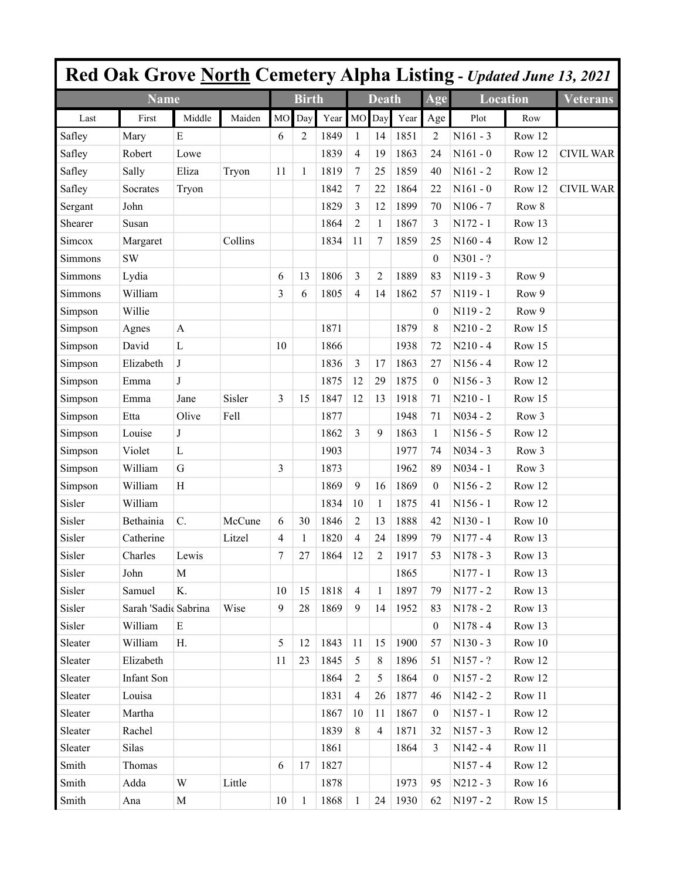# Red Oak Grove North Cemetery Alpha Listing - *Updated June 13, 2021*

| Name | | | | Birth | | | Death | | | Age | Location | | Veterans |
|---|---|---|---|---|---|---|---|---|---|---|---|---|---|
| Last | First | Middle | Maiden | MO | Day | Year | MO | Day | Year | Age | Plot | Row | |
| Safley | Mary | E | | 6 | 2 | 1849 | 1 | 14 | 1851 | 2 | N161 - 3 | Row 12 | |
| Safley | Robert | Lowe | | | | 1839 | 4 | 19 | 1863 | 24 | N161 - 0 | Row 12 | CIVIL WAR |
| Safley | Sally | Eliza | Tryon | 11 | 1 | 1819 | 7 | 25 | 1859 | 40 | N161 - 2 | Row 12 | |
| Safley | Socrates | Tryon | | | | 1842 | 7 | 22 | 1864 | 22 | N161 - 0 | Row 12 | CIVIL WAR |
| Sergant | John | | | | | 1829 | 3 | 12 | 1899 | 70 | N106 - 7 | Row 8 | |
| Shearer | Susan | | | | | 1864 | 2 | 1 | 1867 | 3 | N172 - 1 | Row 13 | |
| Simcox | Margaret | | Collins | | | 1834 | 11 | 7 | 1859 | 25 | N160 - 4 | Row 12 | |
| Simmons | SW | | | | | | | | | 0 | N301 - ? | | |
| Simmons | Lydia | | | 6 | 13 | 1806 | 3 | 2 | 1889 | 83 | N119 - 3 | Row 9 | |
| Simmons | William | | | 3 | 6 | 1805 | 4 | 14 | 1862 | 57 | N119 - 1 | Row 9 | |
| Simpson | Willie | | | | | | | | | 0 | N119 - 2 | Row 9 | |
| Simpson | Agnes | A | | | | 1871 | | | 1879 | 8 | N210 - 2 | Row 15 | |
| Simpson | David | L | | 10 | | 1866 | | | 1938 | 72 | N210 - 4 | Row 15 | |
| Simpson | Elizabeth | J | | | | 1836 | 3 | 17 | 1863 | 27 | N156 - 4 | Row 12 | |
| Simpson | Emma | J | | | | 1875 | 12 | 29 | 1875 | 0 | N156 - 3 | Row 12 | |
| Simpson | Emma | Jane | Sisler | 3 | 15 | 1847 | 12 | 13 | 1918 | 71 | N210 - 1 | Row 15 | |
| Simpson | Etta | Olive | Fell | | | 1877 | | | 1948 | 71 | N034 - 2 | Row 3 | |
| Simpson | Louise | J | | | | 1862 | 3 | 9 | 1863 | 1 | N156 - 5 | Row 12 | |
| Simpson | Violet | L | | | | 1903 | | | 1977 | 74 | N034 - 3 | Row 3 | |
| Simpson | William | G | | 3 | | 1873 | | | 1962 | 89 | N034 - 1 | Row 3 | |
| Simpson | William | H | | | | 1869 | 9 | 16 | 1869 | 0 | N156 - 2 | Row 12 | |
| Sisler | William | | | | | 1834 | 10 | 1 | 1875 | 41 | N156 - 1 | Row 12 | |
| Sisler | Bethainia | C. | McCune | 6 | 30 | 1846 | 2 | 13 | 1888 | 42 | N130 - 1 | Row 10 | |
| Sisler | Catherine | | Litzel | 4 | 1 | 1820 | 4 | 24 | 1899 | 79 | N177 - 4 | Row 13 | |
| Sisler | Charles | Lewis | | 7 | 27 | 1864 | 12 | 2 | 1917 | 53 | N178 - 3 | Row 13 | |
| Sisler | John | M | | | | | | | 1865 | | N177 - 1 | Row 13 | |
| Sisler | Samuel | K. | | 10 | 15 | 1818 | 4 | 1 | 1897 | 79 | N177 - 2 | Row 13 | |
| Sisler | Sarah 'Sadie | Sabrina | Wise | 9 | 28 | 1869 | 9 | 14 | 1952 | 83 | N178 - 2 | Row 13 | |
| Sisler | William | E | | | | | | | | 0 | N178 - 4 | Row 13 | |
| Sleater | William | H. | | 5 | 12 | 1843 | 11 | 15 | 1900 | 57 | N130 - 3 | Row 10 | |
| Sleater | Elizabeth | | | 11 | 23 | 1845 | 5 | 8 | 1896 | 51 | N157 - ? | Row 12 | |
| Sleater | Infant Son | | | | | 1864 | 2 | 5 | 1864 | 0 | N157 - 2 | Row 12 | |
| Sleater | Louisa | | | | | 1831 | 4 | 26 | 1877 | 46 | N142 - 2 | Row 11 | |
| Sleater | Martha | | | | | 1867 | 10 | 11 | 1867 | 0 | N157 - 1 | Row 12 | |
| Sleater | Rachel | | | | | 1839 | 8 | 4 | 1871 | 32 | N157 - 3 | Row 12 | |
| Sleater | Silas | | | | | 1861 | | | 1864 | 3 | N142 - 4 | Row 11 | |
| Smith | Thomas | | | 6 | 17 | 1827 | | | | | N157 - 4 | Row 12 | |
| Smith | Adda | W | Little | | | 1878 | | | 1973 | 95 | N212 - 3 | Row 16 | |
| Smith | Ana | M | | 10 | 1 | 1868 | 1 | 24 | 1930 | 62 | N197 - 2 | Row 15 | |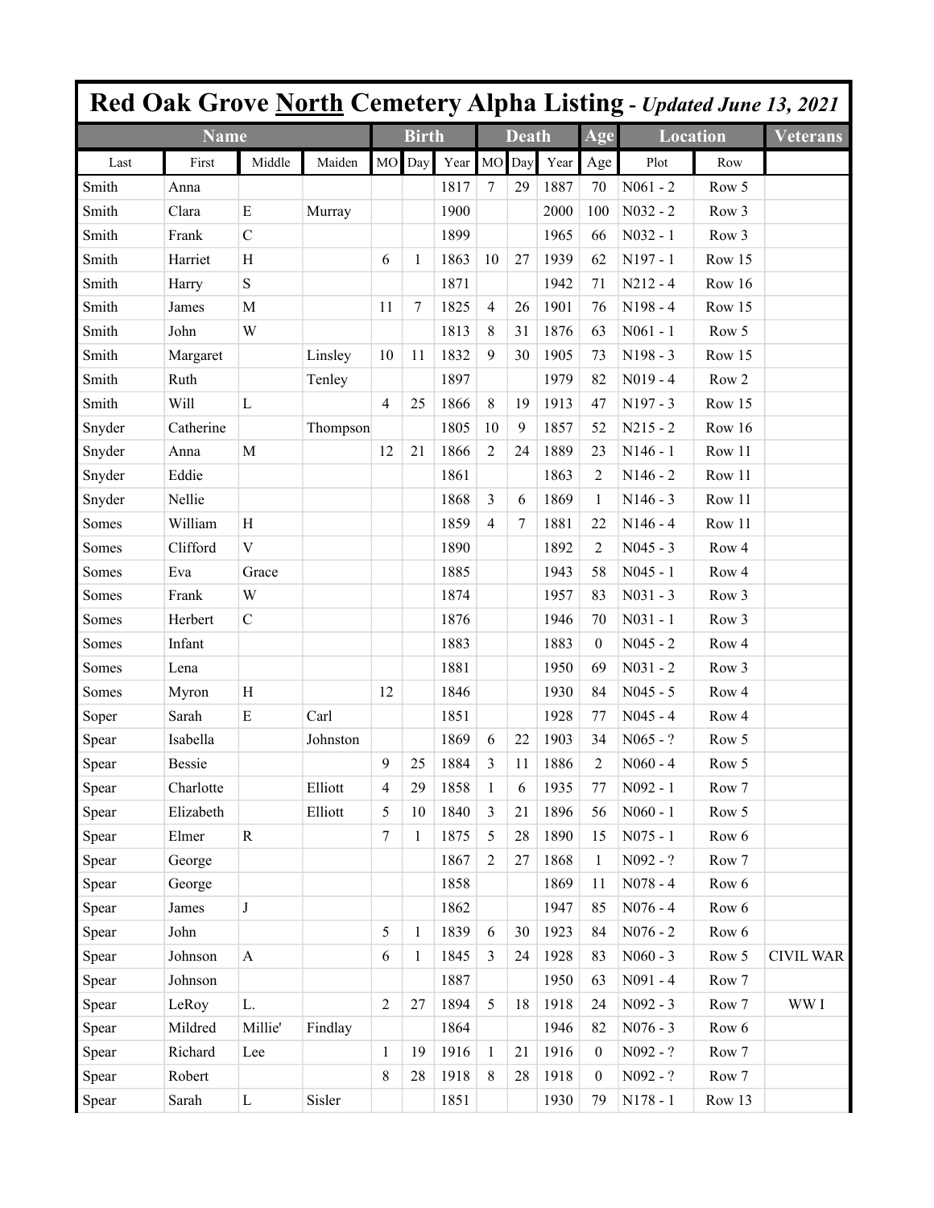# Red Oak Grove North Cemetery Alpha Listing - *Updated June 13, 2021*

| Name | | | | Birth | | | Death | | | Age | Location | | Veterans |
|---|---|---|---|---|---|---|---|---|---|---|---|---|---|
| Last | First | Middle | Maiden | MO | Day | Year | MO | Day | Year | Age | Plot | Row | |
| Smith | Anna | | | | | 1817 | 7 | 29 | 1887 | 70 | N061 - 2 | Row 5 | |
| Smith | Clara | E | Murray | | | 1900 | | | 2000 | 100 | N032 - 2 | Row 3 | |
| Smith | Frank | C | | | | 1899 | | | 1965 | 66 | N032 - 1 | Row 3 | |
| Smith | Harriet | H | | 6 | 1 | 1863 | 10 | 27 | 1939 | 62 | N197 - 1 | Row 15 | |
| Smith | Harry | S | | | | 1871 | | | 1942 | 71 | N212 - 4 | Row 16 | |
| Smith | James | M | | 11 | 7 | 1825 | 4 | 26 | 1901 | 76 | N198 - 4 | Row 15 | |
| Smith | John | W | | | | 1813 | 8 | 31 | 1876 | 63 | N061 - 1 | Row 5 | |
| Smith | Margaret | | Linsley | 10 | 11 | 1832 | 9 | 30 | 1905 | 73 | N198 - 3 | Row 15 | |
| Smith | Ruth | | Tenley | | | 1897 | | | 1979 | 82 | N019 - 4 | Row 2 | |
| Smith | Will | L | | 4 | 25 | 1866 | 8 | 19 | 1913 | 47 | N197 - 3 | Row 15 | |
| Snyder | Catherine | | Thompson | | | 1805 | 10 | 9 | 1857 | 52 | N215 - 2 | Row 16 | |
| Snyder | Anna | M | | 12 | 21 | 1866 | 2 | 24 | 1889 | 23 | N146 - 1 | Row 11 | |
| Snyder | Eddie | | | | | 1861 | | | 1863 | 2 | N146 - 2 | Row 11 | |
| Snyder | Nellie | | | | | 1868 | 3 | 6 | 1869 | 1 | N146 - 3 | Row 11 | |
| Somes | William | H | | | | 1859 | 4 | 7 | 1881 | 22 | N146 - 4 | Row 11 | |
| Somes | Clifford | V | | | | 1890 | | | 1892 | 2 | N045 - 3 | Row 4 | |
| Somes | Eva | Grace | | | | 1885 | | | 1943 | 58 | N045 - 1 | Row 4 | |
| Somes | Frank | W | | | | 1874 | | | 1957 | 83 | N031 - 3 | Row 3 | |
| Somes | Herbert | C | | | | 1876 | | | 1946 | 70 | N031 - 1 | Row 3 | |
| Somes | Infant | | | | | 1883 | | | 1883 | 0 | N045 - 2 | Row 4 | |
| Somes | Lena | | | | | 1881 | | | 1950 | 69 | N031 - 2 | Row 3 | |
| Somes | Myron | H | | 12 | | 1846 | | | 1930 | 84 | N045 - 5 | Row 4 | |
| Soper | Sarah | E | Carl | | | 1851 | | | 1928 | 77 | N045 - 4 | Row 4 | |
| Spear | Isabella | | Johnston | | | 1869 | 6 | 22 | 1903 | 34 | N065 - ? | Row 5 | |
| Spear | Bessie | | | 9 | 25 | 1884 | 3 | 11 | 1886 | 2 | N060 - 4 | Row 5 | |
| Spear | Charlotte | | Elliott | 4 | 29 | 1858 | 1 | 6 | 1935 | 77 | N092 - 1 | Row 7 | |
| Spear | Elizabeth | | Elliott | 5 | 10 | 1840 | 3 | 21 | 1896 | 56 | N060 - 1 | Row 5 | |
| Spear | Elmer | R | | 7 | 1 | 1875 | 5 | 28 | 1890 | 15 | N075 - 1 | Row 6 | |
| Spear | George | | | | | 1867 | 2 | 27 | 1868 | 1 | N092 - ? | Row 7 | |
| Spear | George | | | | | 1858 | | | 1869 | 11 | N078 - 4 | Row 6 | |
| Spear | James | J | | | | 1862 | | | 1947 | 85 | N076 - 4 | Row 6 | |
| Spear | John | | | 5 | 1 | 1839 | 6 | 30 | 1923 | 84 | N076 - 2 | Row 6 | |
| Spear | Johnson | A | | 6 | 1 | 1845 | 3 | 24 | 1928 | 83 | N060 - 3 | Row 5 | CIVIL WAR |
| Spear | Johnson | | | | | 1887 | | | 1950 | 63 | N091 - 4 | Row 7 | |
| Spear | LeRoy | L. | | 2 | 27 | 1894 | 5 | 18 | 1918 | 24 | N092 - 3 | Row 7 | WW I |
| Spear | Mildred | Millie' | Findlay | | | 1864 | | | 1946 | 82 | N076 - 3 | Row 6 | |
| Spear | Richard | Lee | | 1 | 19 | 1916 | 1 | 21 | 1916 | 0 | N092 - ? | Row 7 | |
| Spear | Robert | | | 8 | 28 | 1918 | 8 | 28 | 1918 | 0 | N092 - ? | Row 7 | |
| Spear | Sarah | L | Sisler | | | 1851 | | | 1930 | 79 | N178 - 1 | Row 13 | |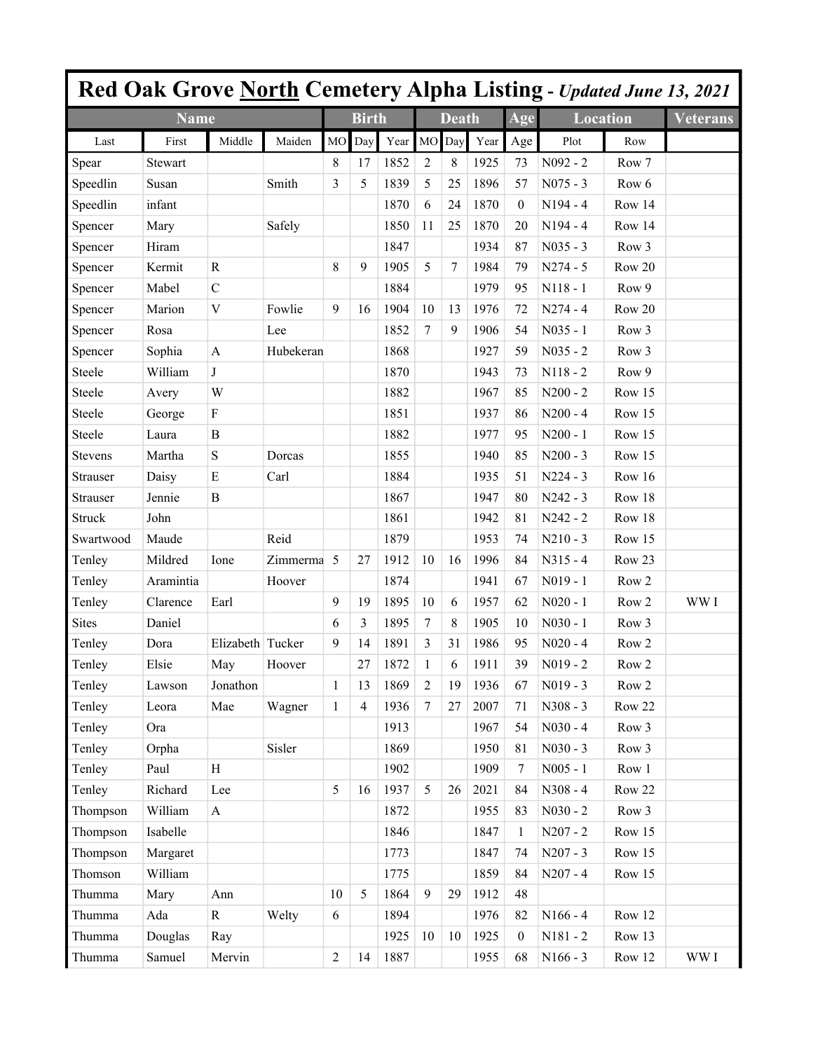# Red Oak Grove North Cemetery Alpha Listing - *Updated June 13, 2021*

| Name | | | | Birth | | | Death | | | Age | Location | | Veterans |
|---|---|---|---|---|---|---|---|---|---|---|---|---|---|
| Last | First | Middle | Maiden | MO | Day | Year | MO | Day | Year | Age | Plot | Row | |
| Spear | Stewart | | | 8 | 17 | 1852 | 2 | 8 | 1925 | 73 | N092 - 2 | Row 7 | |
| Speedlin | Susan | | Smith | 3 | 5 | 1839 | 5 | 25 | 1896 | 57 | N075 - 3 | Row 6 | |
| Speedlin | infant | | | | | 1870 | 6 | 24 | 1870 | 0 | N194 - 4 | Row 14 | |
| Spencer | Mary | | Safely | | | 1850 | 11 | 25 | 1870 | 20 | N194 - 4 | Row 14 | |
| Spencer | Hiram | | | | | 1847 | | | 1934 | 87 | N035 - 3 | Row 3 | |
| Spencer | Kermit | R | | 8 | 9 | 1905 | 5 | 7 | 1984 | 79 | N274 - 5 | Row 20 | |
| Spencer | Mabel | C | | | | 1884 | | | 1979 | 95 | N118 - 1 | Row 9 | |
| Spencer | Marion | V | Fowlie | 9 | 16 | 1904 | 10 | 13 | 1976 | 72 | N274 - 4 | Row 20 | |
| Spencer | Rosa | | Lee | | | 1852 | 7 | 9 | 1906 | 54 | N035 - 1 | Row 3 | |
| Spencer | Sophia | A | Hubekeran | | | 1868 | | | 1927 | 59 | N035 - 2 | Row 3 | |
| Steele | William | J | | | | 1870 | | | 1943 | 73 | N118 - 2 | Row 9 | |
| Steele | Avery | W | | | | 1882 | | | 1967 | 85 | N200 - 2 | Row 15 | |
| Steele | George | F | | | | 1851 | | | 1937 | 86 | N200 - 4 | Row 15 | |
| Steele | Laura | B | | | | 1882 | | | 1977 | 95 | N200 - 1 | Row 15 | |
| Stevens | Martha | S | Dorcas | | | 1855 | | | 1940 | 85 | N200 - 3 | Row 15 | |
| Strauser | Daisy | E | Carl | | | 1884 | | | 1935 | 51 | N224 - 3 | Row 16 | |
| Strauser | Jennie | B | | | | 1867 | | | 1947 | 80 | N242 - 3 | Row 18 | |
| Struck | John | | | | | 1861 | | | 1942 | 81 | N242 - 2 | Row 18 | |
| Swartwood | Maude | | Reid | | | 1879 | | | 1953 | 74 | N210 - 3 | Row 15 | |
| Tenley | Mildred | Ione | Zimmerma | 5 | 27 | 1912 | 10 | 16 | 1996 | 84 | N315 - 4 | Row 23 | |
| Tenley | Aramintia | | Hoover | | | 1874 | | | 1941 | 67 | N019 - 1 | Row 2 | |
| Tenley | Clarence | Earl | | 9 | 19 | 1895 | 10 | 6 | 1957 | 62 | N020 - 1 | Row 2 | WW I |
| Sites | Daniel | | | 6 | 3 | 1895 | 7 | 8 | 1905 | 10 | N030 - 1 | Row 3 | |
| Tenley | Dora | Elizabeth | Tucker | 9 | 14 | 1891 | 3 | 31 | 1986 | 95 | N020 - 4 | Row 2 | |
| Tenley | Elsie | May | Hoover | | 27 | 1872 | 1 | 6 | 1911 | 39 | N019 - 2 | Row 2 | |
| Tenley | Lawson | Jonathon | | 1 | 13 | 1869 | 2 | 19 | 1936 | 67 | N019 - 3 | Row 2 | |
| Tenley | Leora | Mae | Wagner | 1 | 4 | 1936 | 7 | 27 | 2007 | 71 | N308 - 3 | Row 22 | |
| Tenley | Ora | | | | | 1913 | | | 1967 | 54 | N030 - 4 | Row 3 | |
| Tenley | Orpha | | Sisler | | | 1869 | | | 1950 | 81 | N030 - 3 | Row 3 | |
| Tenley | Paul | H | | | | 1902 | | | 1909 | 7 | N005 - 1 | Row 1 | |
| Tenley | Richard | Lee | | 5 | 16 | 1937 | 5 | 26 | 2021 | 84 | N308 - 4 | Row 22 | |
| Thompson | William | A | | | | 1872 | | | 1955 | 83 | N030 - 2 | Row 3 | |
| Thompson | Isabelle | | | | | 1846 | | | 1847 | 1 | N207 - 2 | Row 15 | |
| Thompson | Margaret | | | | | 1773 | | | 1847 | 74 | N207 - 3 | Row 15 | |
| Thomson | William | | | | | 1775 | | | 1859 | 84 | N207 - 4 | Row 15 | |
| Thumma | Mary | Ann | | 10 | 5 | 1864 | 9 | 29 | 1912 | 48 | | | |
| Thumma | Ada | R | Welty | 6 | | 1894 | | | 1976 | 82 | N166 - 4 | Row 12 | |
| Thumma | Douglas | Ray | | | | 1925 | 10 | 10 | 1925 | 0 | N181 - 2 | Row 13 | |
| Thumma | Samuel | Mervin | | 2 | 14 | 1887 | | | 1955 | 68 | N166 - 3 | Row 12 | WW I |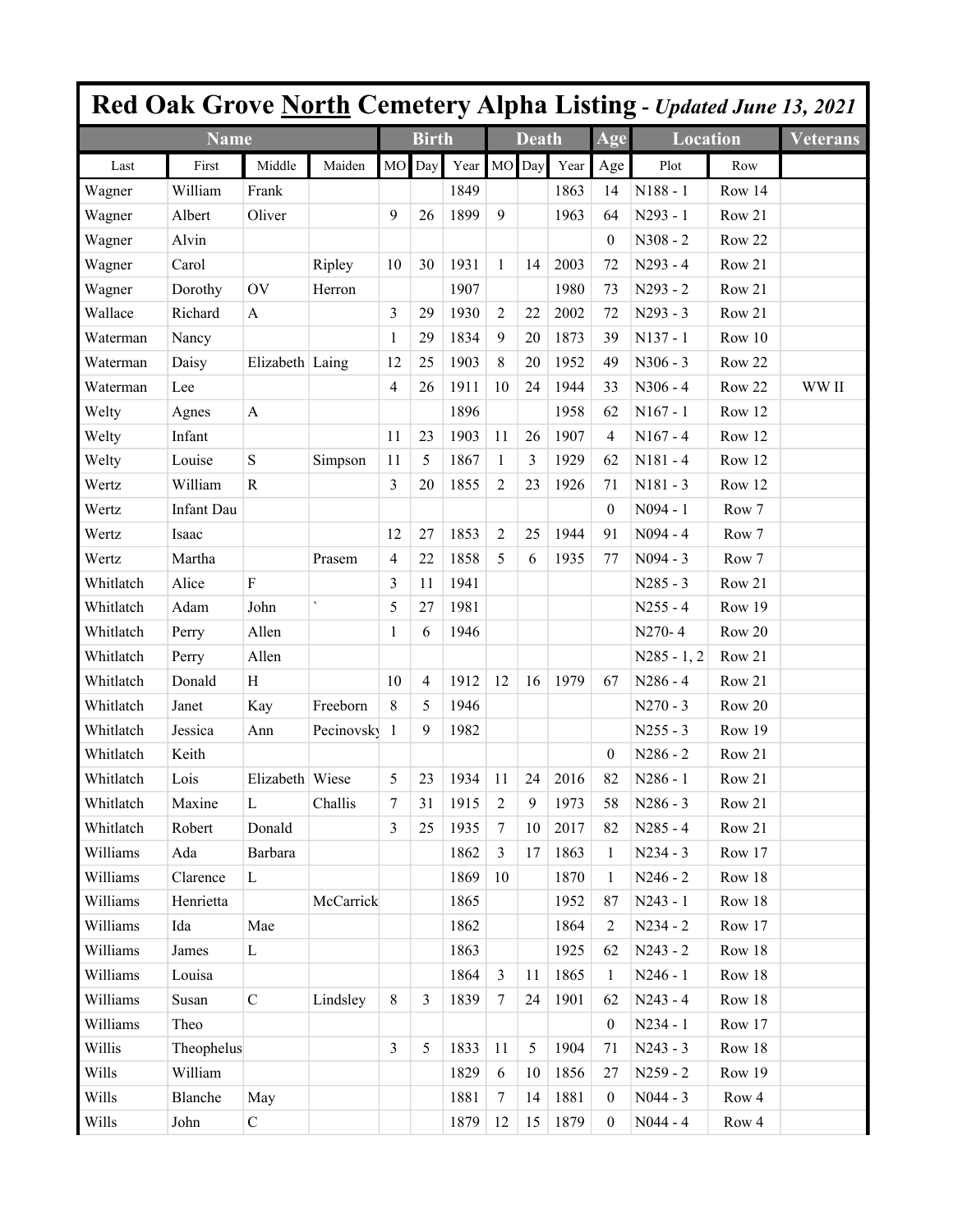# Red Oak Grove North Cemetery Alpha Listing - *Updated June 13, 2021*

| Name | | | | Birth | | | Death | | | Age | Location | | Veterans |
|---|---|---|---|---|---|---|---|---|---|---|---|---|---|
| Last | First | Middle | Maiden | MO | Day | Year | MO | Day | Year | Age | Plot | Row | |
| Wagner | William | Frank | | | | 1849 | | | 1863 | 14 | N188 - 1 | Row 14 | |
| Wagner | Albert | Oliver | | 9 | 26 | 1899 | 9 | | 1963 | 64 | N293 - 1 | Row 21 | |
| Wagner | Alvin | | | | | | | | | 0 | N308 - 2 | Row 22 | |
| Wagner | Carol | | Ripley | 10 | 30 | 1931 | 1 | 14 | 2003 | 72 | N293 - 4 | Row 21 | |
| Wagner | Dorothy | OV | Herron | | | 1907 | | | 1980 | 73 | N293 - 2 | Row 21 | |
| Wallace | Richard | A | | 3 | 29 | 1930 | 2 | 22 | 2002 | 72 | N293 - 3 | Row 21 | |
| Waterman | Nancy | | | 1 | 29 | 1834 | 9 | 20 | 1873 | 39 | N137 - 1 | Row 10 | |
| Waterman | Daisy | Elizabeth | Laing | 12 | 25 | 1903 | 8 | 20 | 1952 | 49 | N306 - 3 | Row 22 | |
| Waterman | Lee | | | 4 | 26 | 1911 | 10 | 24 | 1944 | 33 | N306 - 4 | Row 22 | WW II |
| Welty | Agnes | A | | | | 1896 | | | 1958 | 62 | N167 - 1 | Row 12 | |
| Welty | Infant | | | 11 | 23 | 1903 | 11 | 26 | 1907 | 4 | N167 - 4 | Row 12 | |
| Welty | Louise | S | Simpson | 11 | 5 | 1867 | 1 | 3 | 1929 | 62 | N181 - 4 | Row 12 | |
| Wertz | William | R | | 3 | 20 | 1855 | 2 | 23 | 1926 | 71 | N181 - 3 | Row 12 | |
| Wertz | Infant Dau | | | | | | | | | 0 | N094 - 1 | Row 7 | |
| Wertz | Isaac | | | 12 | 27 | 1853 | 2 | 25 | 1944 | 91 | N094 - 4 | Row 7 | |
| Wertz | Martha | | Prasem | 4 | 22 | 1858 | 5 | 6 | 1935 | 77 | N094 - 3 | Row 7 | |
| Whitlatch | Alice | F | | 3 | 11 | 1941 | | | | | N285 - 3 | Row 21 | |
| Whitlatch | Adam | John | ` | 5 | 27 | 1981 | | | | | N255 - 4 | Row 19 | |
| Whitlatch | Perry | Allen | | 1 | 6 | 1946 | | | | | N270- 4 | Row 20 | |
| Whitlatch | Perry | Allen | | | | | | | | | N285 - 1, 2 | Row 21 | |
| Whitlatch | Donald | H | | 10 | 4 | 1912 | 12 | 16 | 1979 | 67 | N286 - 4 | Row 21 | |
| Whitlatch | Janet | Kay | Freeborn | 8 | 5 | 1946 | | | | | N270 - 3 | Row 20 | |
| Whitlatch | Jessica | Ann | Pecinovsky | 1 | 9 | 1982 | | | | | N255 - 3 | Row 19 | |
| Whitlatch | Keith | | | | | | | | | 0 | N286 - 2 | Row 21 | |
| Whitlatch | Lois | Elizabeth | Wiese | 5 | 23 | 1934 | 11 | 24 | 2016 | 82 | N286 - 1 | Row 21 | |
| Whitlatch | Maxine | L | Challis | 7 | 31 | 1915 | 2 | 9 | 1973 | 58 | N286 - 3 | Row 21 | |
| Whitlatch | Robert | Donald | | 3 | 25 | 1935 | 7 | 10 | 2017 | 82 | N285 - 4 | Row 21 | |
| Williams | Ada | Barbara | | | | 1862 | 3 | 17 | 1863 | 1 | N234 - 3 | Row 17 | |
| Williams | Clarence | L | | | | 1869 | 10 | | 1870 | 1 | N246 - 2 | Row 18 | |
| Williams | Henrietta | | McCarrick | | | 1865 | | | 1952 | 87 | N243 - 1 | Row 18 | |
| Williams | Ida | Mae | | | | 1862 | | | 1864 | 2 | N234 - 2 | Row 17 | |
| Williams | James | L | | | | 1863 | | | 1925 | 62 | N243 - 2 | Row 18 | |
| Williams | Louisa | | | | | 1864 | 3 | 11 | 1865 | 1 | N246 - 1 | Row 18 | |
| Williams | Susan | C | Lindsley | 8 | 3 | 1839 | 7 | 24 | 1901 | 62 | N243 - 4 | Row 18 | |
| Williams | Theo | | | | | | | | | 0 | N234 - 1 | Row 17 | |
| Willis | Theophelus | | | 3 | 5 | 1833 | 11 | 5 | 1904 | 71 | N243 - 3 | Row 18 | |
| Wills | William | | | | | 1829 | 6 | 10 | 1856 | 27 | N259 - 2 | Row 19 | |
| Wills | Blanche | May | | | | 1881 | 7 | 14 | 1881 | 0 | N044 - 3 | Row 4 | |
| Wills | John | C | | | | 1879 | 12 | 15 | 1879 | 0 | N044 - 4 | Row 4 | |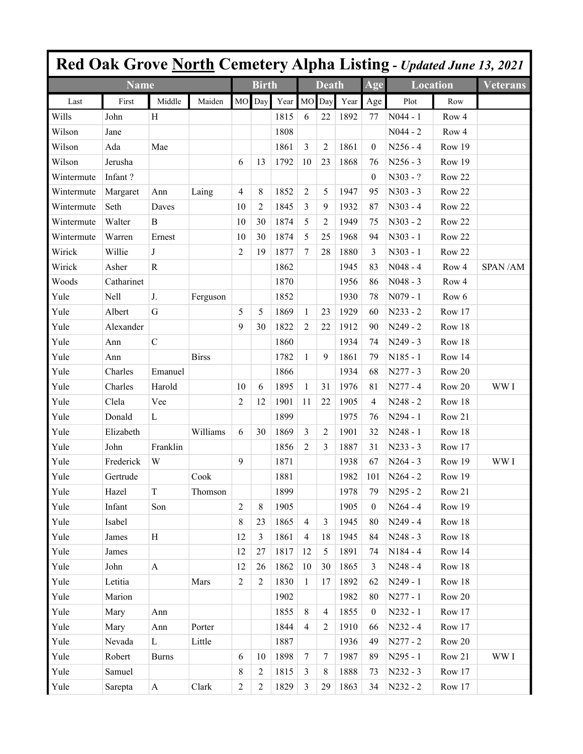# Red Oak Grove North Cemetery Alpha Listing - *Updated June 13, 2021*

| Name | | | | Birth | | | Death | | | Age | Location | | Veterans |
|---|---|---|---|---|---|---|---|---|---|---|---|---|---|
| Last | First | Middle | Maiden | MO | Day | Year | MO | Day | Year | Age | Plot | Row | |
| Wills | John | H | | | | 1815 | 6 | 22 | 1892 | 77 | N044 - 1 | Row 4 | |
| Wilson | Jane | | | | | 1808 | | | | | N044 - 2 | Row 4 | |
| Wilson | Ada | Mae | | | | 1861 | 3 | 2 | 1861 | 0 | N256 - 4 | Row 19 | |
| Wilson | Jerusha | | | 6 | 13 | 1792 | 10 | 23 | 1868 | 76 | N256 - 3 | Row 19 | |
| Wintermute | Infant ? | | | | | | | | | 0 | N303 - ? | Row 22 | |
| Wintermute | Margaret | Ann | Laing | 4 | 8 | 1852 | 2 | 5 | 1947 | 95 | N303 - 3 | Row 22 | |
| Wintermute | Seth | Daves | | 10 | 2 | 1845 | 3 | 9 | 1932 | 87 | N303 - 4 | Row 22 | |
| Wintermute | Walter | B | | 10 | 30 | 1874 | 5 | 2 | 1949 | 75 | N303 - 2 | Row 22 | |
| Wintermute | Warren | Ernest | | 10 | 30 | 1874 | 5 | 25 | 1968 | 94 | N303 - 1 | Row 22 | |
| Wirick | Willie | J | | 2 | 19 | 1877 | 7 | 28 | 1880 | 3 | N303 - 1 | Row 22 | |
| Wirick | Asher | R | | | | 1862 | | | 1945 | 83 | N048 - 4 | Row 4 | SPAN /AM |
| Woods | Catharinet | | | | | 1870 | | | 1956 | 86 | N048 - 3 | Row 4 | |
| Yule | Nell | J. | Ferguson | | | 1852 | | | 1930 | 78 | N079 - 1 | Row 6 | |
| Yule | Albert | G | | 5 | 5 | 1869 | 1 | 23 | 1929 | 60 | N233 - 2 | Row 17 | |
| Yule | Alexander | | | 9 | 30 | 1822 | 2 | 22 | 1912 | 90 | N249 - 2 | Row 18 | |
| Yule | Ann | C | | | | 1860 | | | 1934 | 74 | N249 - 3 | Row 18 | |
| Yule | Ann | | Birss | | | 1782 | 1 | 9 | 1861 | 79 | N185 - 1 | Row 14 | |
| Yule | Charles | Emanuel | | | | 1866 | | | 1934 | 68 | N277 - 3 | Row 20 | |
| Yule | Charles | Harold | | 10 | 6 | 1895 | 1 | 31 | 1976 | 81 | N277 - 4 | Row 20 | WW I |
| Yule | Clela | Vee | | 2 | 12 | 1901 | 11 | 22 | 1905 | 4 | N248 - 2 | Row 18 | |
| Yule | Donald | L | | | | 1899 | | | 1975 | 76 | N294 - 1 | Row 21 | |
| Yule | Elizabeth | | Williams | 6 | 30 | 1869 | 3 | 2 | 1901 | 32 | N248 - 1 | Row 18 | |
| Yule | John | Franklin | | | | 1856 | 2 | 3 | 1887 | 31 | N233 - 3 | Row 17 | |
| Yule | Frederick | W | | 9 | | 1871 | | | 1938 | 67 | N264 - 3 | Row 19 | WW I |
| Yule | Gertrude | | Cook | | | 1881 | | | 1982 | 101 | N264 - 2 | Row 19 | |
| Yule | Hazel | T | Thomson | | | 1899 | | | 1978 | 79 | N295 - 2 | Row 21 | |
| Yule | Infant | Son | | 2 | 8 | 1905 | | | 1905 | 0 | N264 - 4 | Row 19 | |
| Yule | Isabel | | | 8 | 23 | 1865 | 4 | 3 | 1945 | 80 | N249 - 4 | Row 18 | |
| Yule | James | H | | 12 | 3 | 1861 | 4 | 18 | 1945 | 84 | N248 - 3 | Row 18 | |
| Yule | James | | | 12 | 27 | 1817 | 12 | 5 | 1891 | 74 | N184 - 4 | Row 14 | |
| Yule | John | A | | 12 | 26 | 1862 | 10 | 30 | 1865 | 3 | N248 - 4 | Row 18 | |
| Yule | Letitia | | Mars | 2 | 2 | 1830 | 1 | 17 | 1892 | 62 | N249 - 1 | Row 18 | |
| Yule | Marion | | | | | 1902 | | | 1982 | 80 | N277 - 1 | Row 20 | |
| Yule | Mary | Ann | | | | 1855 | 8 | 4 | 1855 | 0 | N232 - 1 | Row 17 | |
| Yule | Mary | Ann | Porter | | | 1844 | 4 | 2 | 1910 | 66 | N232 - 4 | Row 17 | |
| Yule | Nevada | L | Little | | | 1887 | | | 1936 | 49 | N277 - 2 | Row 20 | |
| Yule | Robert | Burns | | 6 | 10 | 1898 | 7 | 7 | 1987 | 89 | N295 - 1 | Row 21 | WW I |
| Yule | Samuel | | | 8 | 2 | 1815 | 3 | 8 | 1888 | 73 | N232 - 3 | Row 17 | |
| Yule | Sarepta | A | Clark | 2 | 2 | 1829 | 3 | 29 | 1863 | 34 | N232 - 2 | Row 17 | |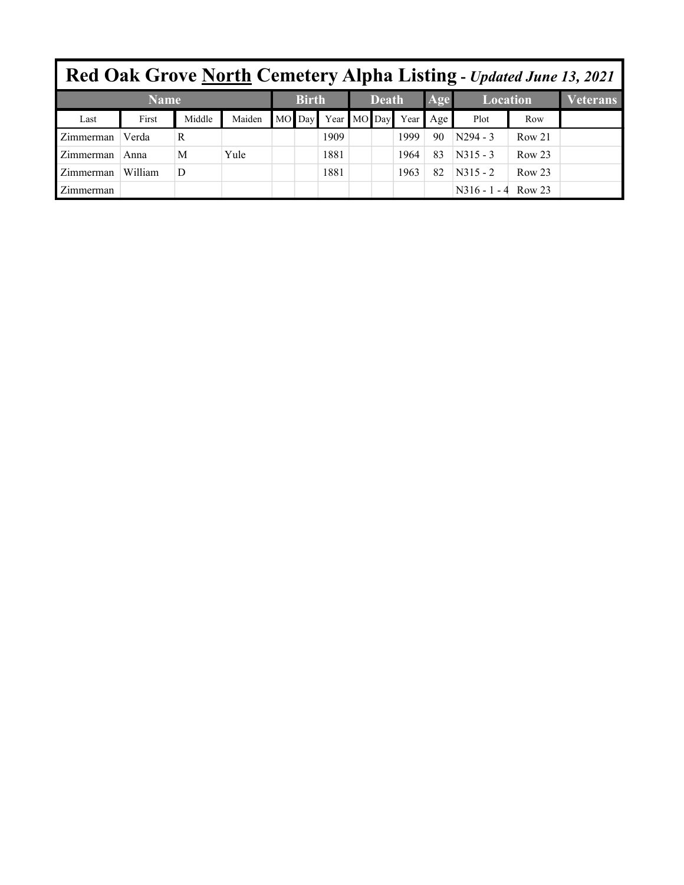# Red Oak Grove North Cemetery Alpha Listing - *Updated June 13, 2021*

| Name | | | | Birth | | | Death | | | Age | Location | | Veterans |
|---|---|---|---|---|---|---|---|---|---|---|---|---|---|
| Last | First | Middle | Maiden | MO | Day | Year | MO | Day | Year | Age | Plot | Row | |
| Zimmerman | Verda | R | | | | 1909 | | | 1999 | 90 | N294 - 3 | Row 21 | |
| Zimmerman | Anna | M | Yule | | | 1881 | | | 1964 | 83 | N315 - 3 | Row 23 | |
| Zimmerman | William | D | | | | 1881 | | | 1963 | 82 | N315 - 2 | Row 23 | |
| Zimmerman | | | | | | | | | | | N316 - 1 - 4 | Row 23 | |